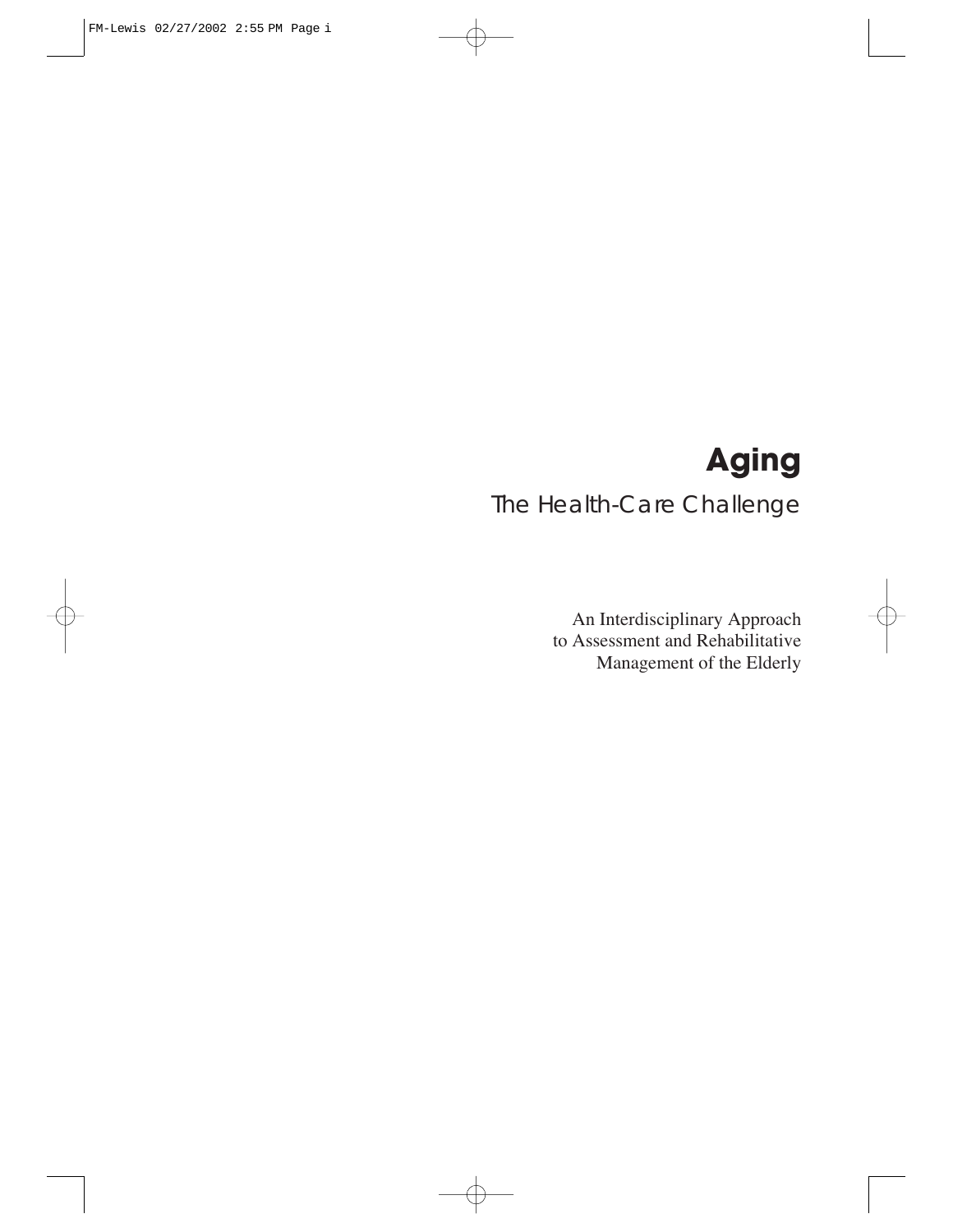# Aging

## The Health-Care Challenge

An Interdisciplinary Approach
to Assessment and Rehabilitative
Management of the Elderly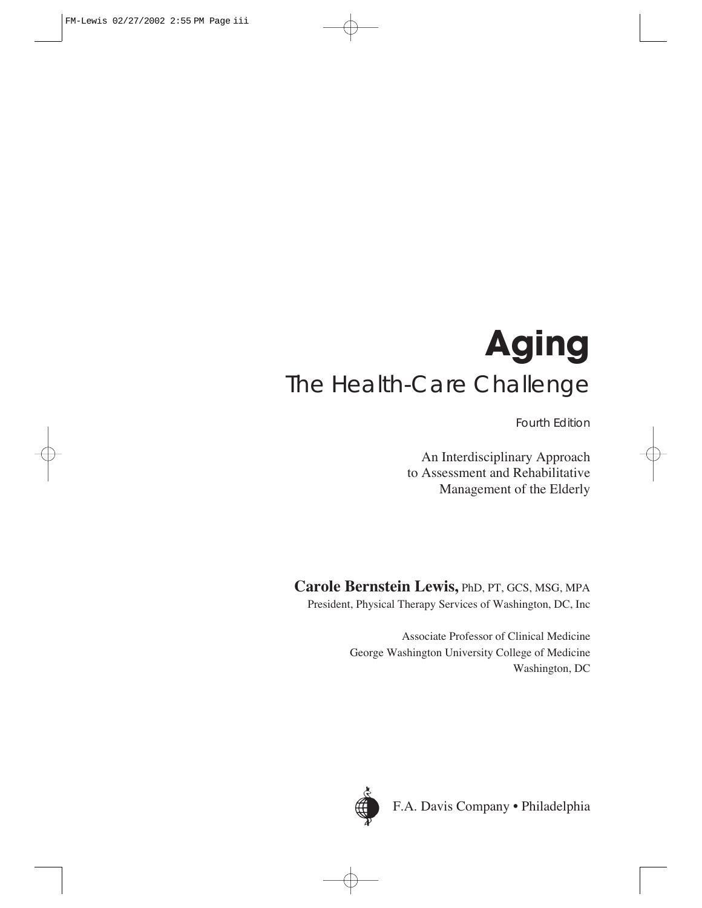# Aging

## The Health-Care Challenge

Fourth Edition

An Interdisciplinary Approach to Assessment and Rehabilitative Management of the Elderly

**Carole Bernstein Lewis,** PhD, PT, GCS, MSG, MPA

President, Physical Therapy Services of Washington, DC, Inc

Associate Professor of Clinical Medicine
George Washington University College of Medicine
Washington, DC

F.A. Davis Company • Philadelphia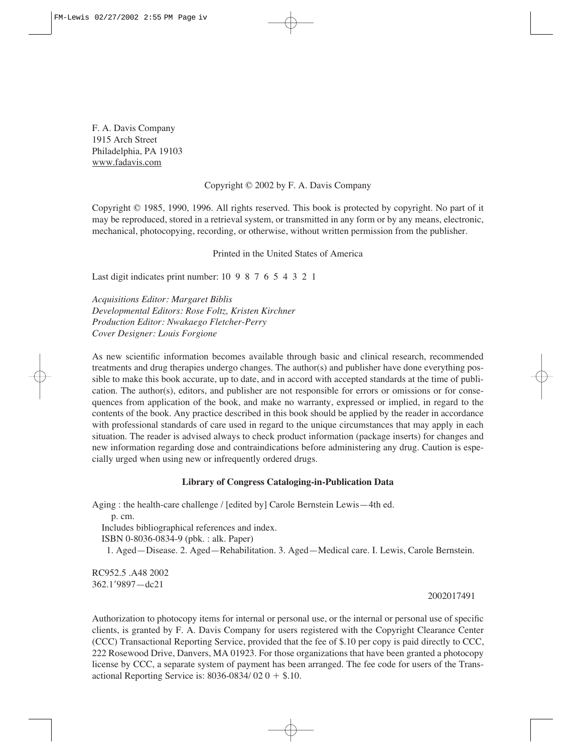F. A. Davis Company
1915 Arch Street
Philadelphia, PA 19103
www.fadavis.com

Copyright © 2002 by F. A. Davis Company

Copyright © 1985, 1990, 1996. All rights reserved. This book is protected by copyright. No part of it may be reproduced, stored in a retrieval system, or transmitted in any form or by any means, electronic, mechanical, photocopying, recording, or otherwise, without written permission from the publisher.

Printed in the United States of America

Last digit indicates print number: 10 9 8 7 6 5 4 3 2 1

*Acquisitions Editor: Margaret Biblis*
*Developmental Editors: Rose Foltz, Kristen Kirchner*
*Production Editor: Nwakaego Fletcher-Perry*
*Cover Designer: Louis Forgione*

As new scientific information becomes available through basic and clinical research, recommended treatments and drug therapies undergo changes. The author(s) and publisher have done everything possible to make this book accurate, up to date, and in accord with accepted standards at the time of publication. The author(s), editors, and publisher are not responsible for errors or omissions or for consequences from application of the book, and make no warranty, expressed or implied, in regard to the contents of the book. Any practice described in this book should be applied by the reader in accordance with professional standards of care used in regard to the unique circumstances that may apply in each situation. The reader is advised always to check product information (package inserts) for changes and new information regarding dose and contraindications before administering any drug. Caution is especially urged when using new or infrequently ordered drugs.

**Library of Congress Cataloging-in-Publication Data**

Aging : the health-care challenge / [edited by] Carole Bernstein Lewis—4th ed.
p. cm.
Includes bibliographical references and index.
ISBN 0-8036-0834-9 (pbk. : alk. Paper)
1. Aged—Disease. 2. Aged—Rehabilitation. 3. Aged—Medical care. I. Lewis, Carole Bernstein.

RC952.5 .A48 2002
362.1′9897—dc21

2002017491

Authorization to photocopy items for internal or personal use, or the internal or personal use of specific clients, is granted by F. A. Davis Company for users registered with the Copyright Clearance Center (CCC) Transactional Reporting Service, provided that the fee of $.10 per copy is paid directly to CCC, 222 Rosewood Drive, Danvers, MA 01923. For those organizations that have been granted a photocopy license by CCC, a separate system of payment has been arranged. The fee code for users of the Transactional Reporting Service is: 8036-0834/ 02 0 + $.10.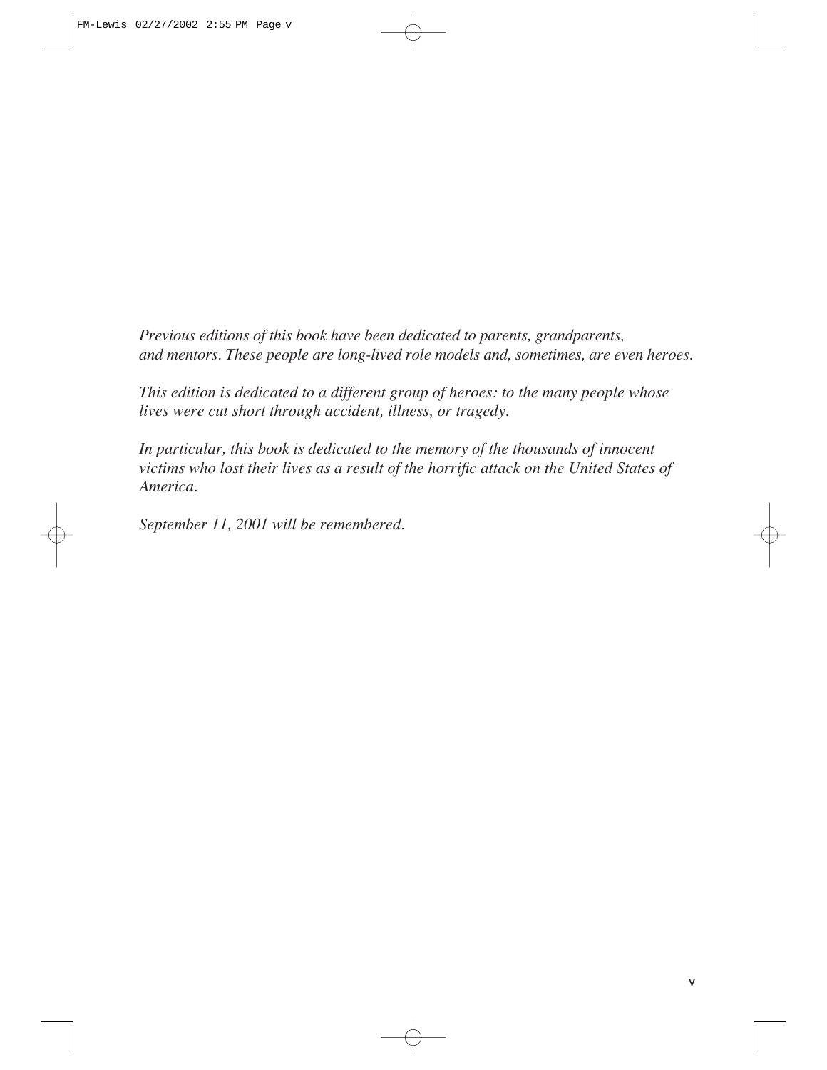*Previous editions of this book have been dedicated to parents, grandparents, and mentors. These people are long-lived role models and, sometimes, are even heroes.*

*This edition is dedicated to a different group of heroes: to the many people whose lives were cut short through accident, illness, or tragedy.*

*In particular, this book is dedicated to the memory of the thousands of innocent victims who lost their lives as a result of the horrific attack on the United States of America.*

*September 11, 2001 will be remembered.*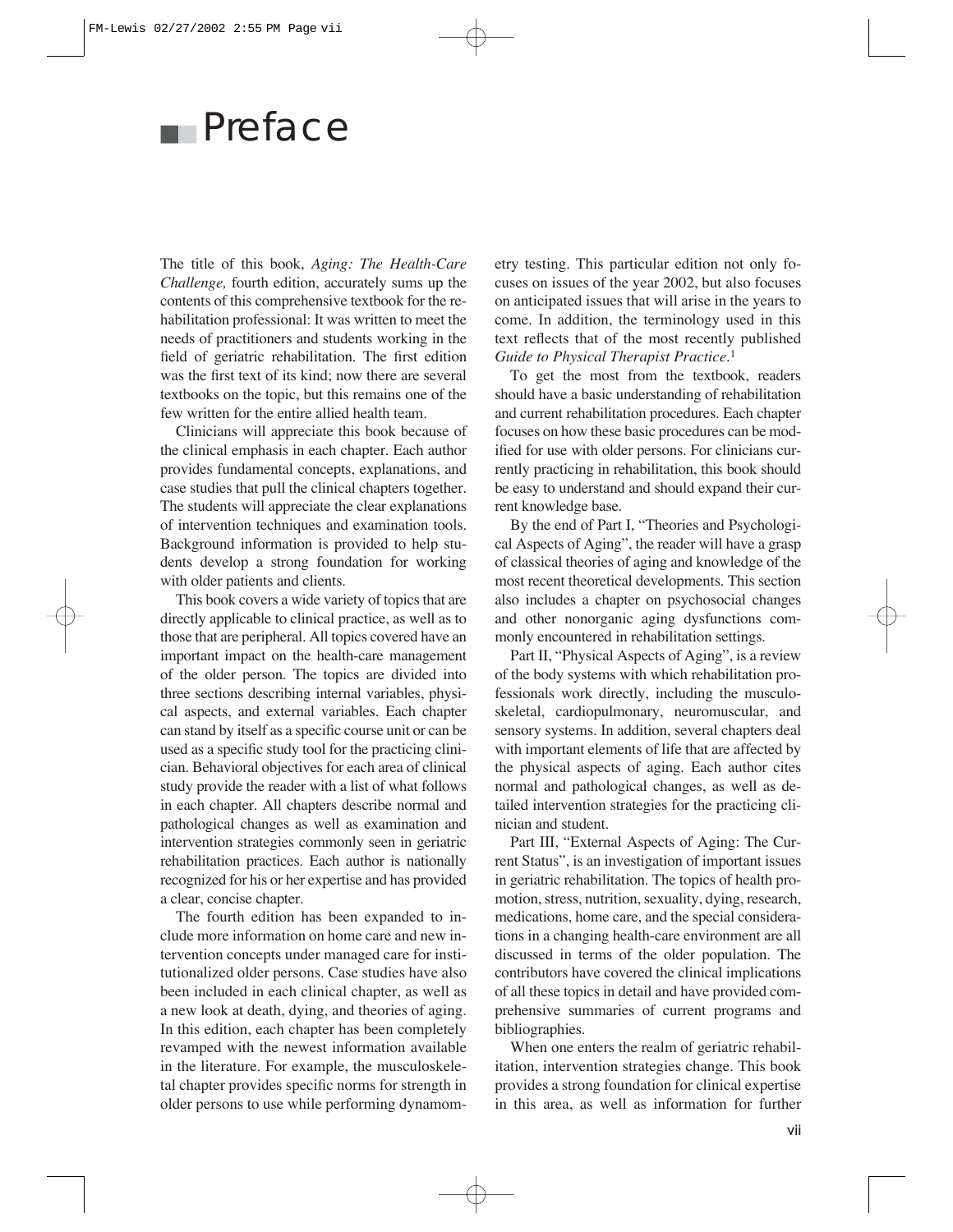# Preface

The title of this book, *Aging: The Health-Care Challenge,* fourth edition, accurately sums up the contents of this comprehensive textbook for the rehabilitation professional: It was written to meet the needs of practitioners and students working in the field of geriatric rehabilitation. The first edition was the first text of its kind; now there are several textbooks on the topic, but this remains one of the few written for the entire allied health team.

Clinicians will appreciate this book because of the clinical emphasis in each chapter. Each author provides fundamental concepts, explanations, and case studies that pull the clinical chapters together. The students will appreciate the clear explanations of intervention techniques and examination tools. Background information is provided to help students develop a strong foundation for working with older patients and clients.

This book covers a wide variety of topics that are directly applicable to clinical practice, as well as to those that are peripheral. All topics covered have an important impact on the health-care management of the older person. The topics are divided into three sections describing internal variables, physical aspects, and external variables. Each chapter can stand by itself as a specific course unit or can be used as a specific study tool for the practicing clinician. Behavioral objectives for each area of clinical study provide the reader with a list of what follows in each chapter. All chapters describe normal and pathological changes as well as examination and intervention strategies commonly seen in geriatric rehabilitation practices. Each author is nationally recognized for his or her expertise and has provided a clear, concise chapter.

The fourth edition has been expanded to include more information on home care and new intervention concepts under managed care for institutionalized older persons. Case studies have also been included in each clinical chapter, as well as a new look at death, dying, and theories of aging. In this edition, each chapter has been completely revamped with the newest information available in the literature. For example, the musculoskeletal chapter provides specific norms for strength in older persons to use while performing dynamometry testing. This particular edition not only focuses on issues of the year 2002, but also focuses on anticipated issues that will arise in the years to come. In addition, the terminology used in this text reflects that of the most recently published *Guide to Physical Therapist Practice*.[1]

To get the most from the textbook, readers should have a basic understanding of rehabilitation and current rehabilitation procedures. Each chapter focuses on how these basic procedures can be modified for use with older persons. For clinicians currently practicing in rehabilitation, this book should be easy to understand and should expand their current knowledge base.

By the end of Part I, "Theories and Psychological Aspects of Aging", the reader will have a grasp of classical theories of aging and knowledge of the most recent theoretical developments. This section also includes a chapter on psychosocial changes and other nonorganic aging dysfunctions commonly encountered in rehabilitation settings.

Part II, "Physical Aspects of Aging", is a review of the body systems with which rehabilitation professionals work directly, including the musculoskeletal, cardiopulmonary, neuromuscular, and sensory systems. In addition, several chapters deal with important elements of life that are affected by the physical aspects of aging. Each author cites normal and pathological changes, as well as detailed intervention strategies for the practicing clinician and student.

Part III, "External Aspects of Aging: The Current Status", is an investigation of important issues in geriatric rehabilitation. The topics of health promotion, stress, nutrition, sexuality, dying, research, medications, home care, and the special considerations in a changing health-care environment are all discussed in terms of the older population. The contributors have covered the clinical implications of all these topics in detail and have provided comprehensive summaries of current programs and bibliographies.

When one enters the realm of geriatric rehabilitation, intervention strategies change. This book provides a strong foundation for clinical expertise in this area, as well as information for further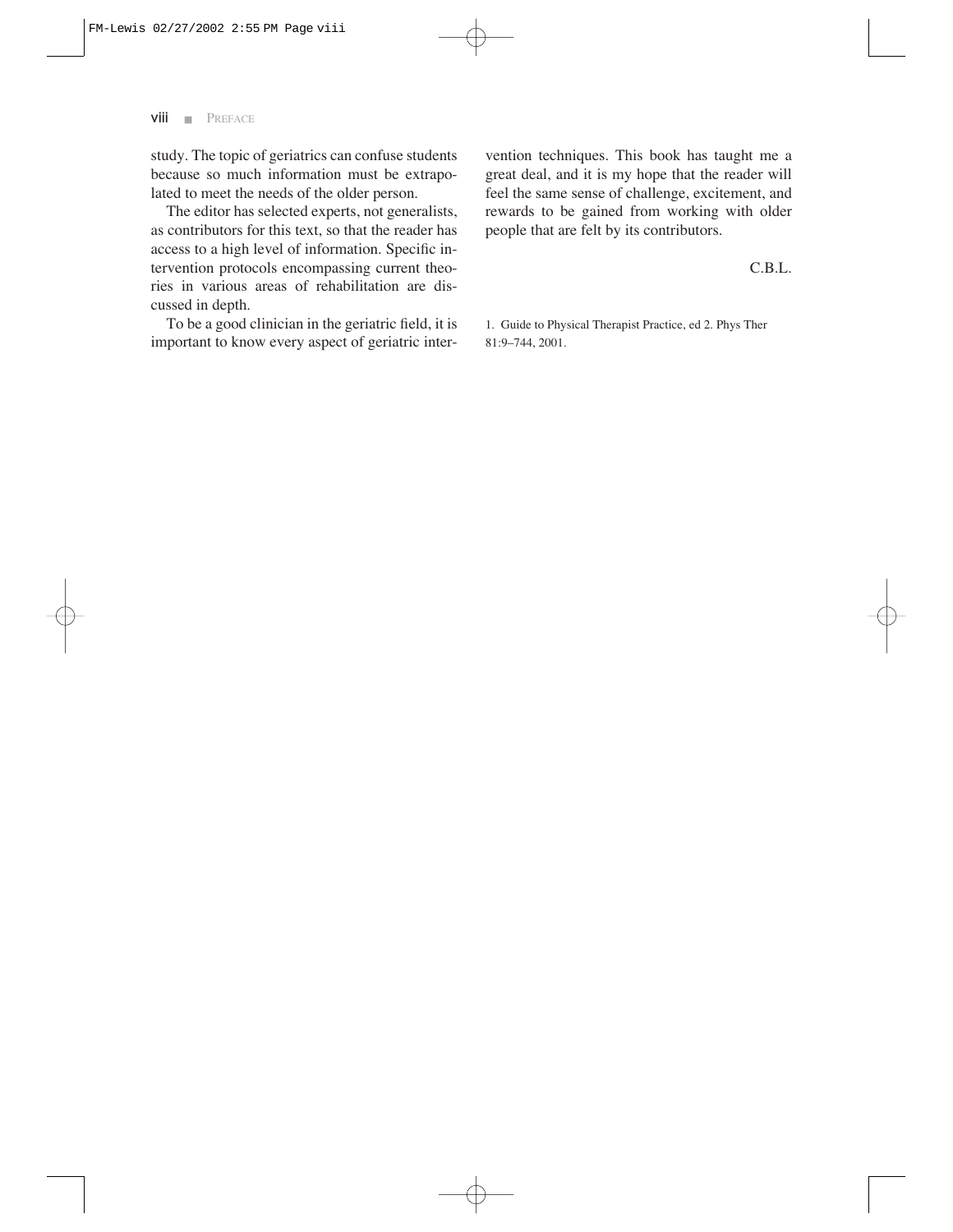study. The topic of geriatrics can confuse students because so much information must be extrapolated to meet the needs of the older person.

The editor has selected experts, not generalists, as contributors for this text, so that the reader has access to a high level of information. Specific intervention protocols encompassing current theories in various areas of rehabilitation are discussed in depth.

To be a good clinician in the geriatric field, it is important to know every aspect of geriatric intervention techniques. This book has taught me a great deal, and it is my hope that the reader will feel the same sense of challenge, excitement, and rewards to be gained from working with older people that are felt by its contributors.

C.B.L.

1. Guide to Physical Therapist Practice, ed 2. Phys Ther 81:9–744, 2001.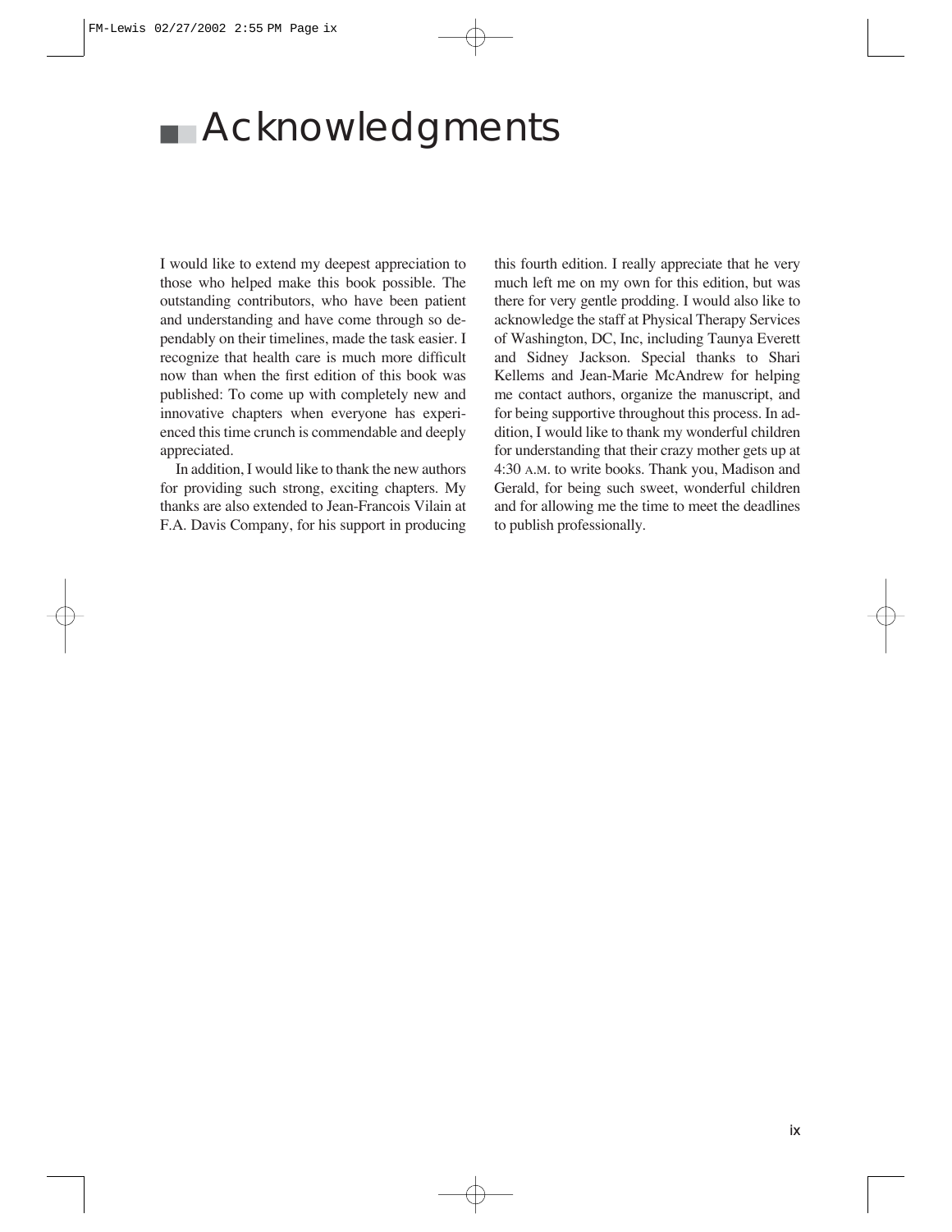# Acknowledgments

I would like to extend my deepest appreciation to those who helped make this book possible. The outstanding contributors, who have been patient and understanding and have come through so dependably on their timelines, made the task easier. I recognize that health care is much more difficult now than when the first edition of this book was published: To come up with completely new and innovative chapters when everyone has experienced this time crunch is commendable and deeply appreciated.

In addition, I would like to thank the new authors for providing such strong, exciting chapters. My thanks are also extended to Jean-Francois Vilain at F.A. Davis Company, for his support in producing this fourth edition. I really appreciate that he very much left me on my own for this edition, but was there for very gentle prodding. I would also like to acknowledge the staff at Physical Therapy Services of Washington, DC, Inc, including Taunya Everett and Sidney Jackson. Special thanks to Shari Kellems and Jean-Marie McAndrew for helping me contact authors, organize the manuscript, and for being supportive throughout this process. In addition, I would like to thank my wonderful children for understanding that their crazy mother gets up at 4:30 A.M. to write books. Thank you, Madison and Gerald, for being such sweet, wonderful children and for allowing me the time to meet the deadlines to publish professionally.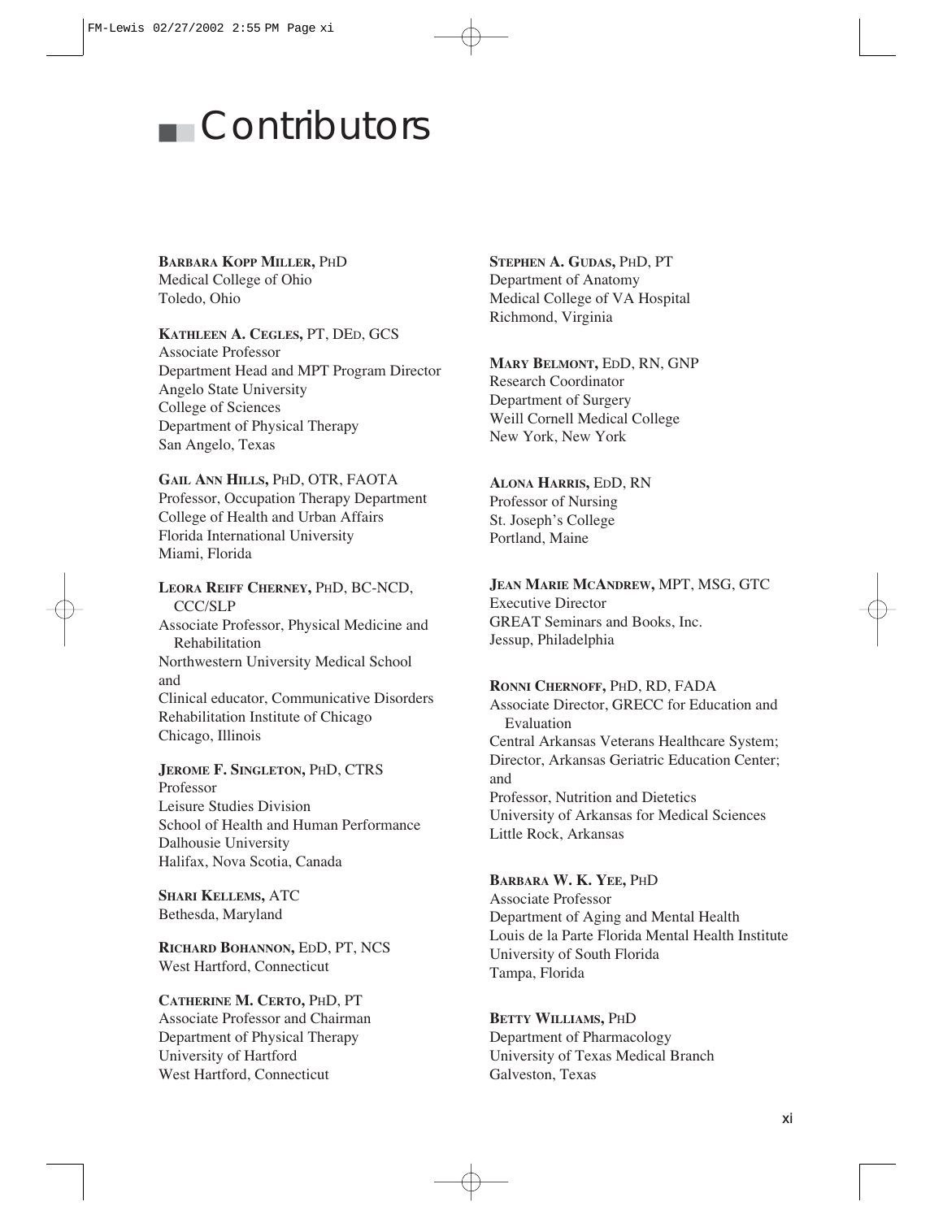# Contributors

**BARBARA KOPP MILLER,** PHD
Medical College of Ohio
Toledo, Ohio

**KATHLEEN A. CEGLES,** PT, DED, GCS
Associate Professor
Department Head and MPT Program Director
Angelo State University
College of Sciences
Department of Physical Therapy
San Angelo, Texas

**GAIL ANN HILLS,** PHD, OTR, FAOTA
Professor, Occupation Therapy Department
College of Health and Urban Affairs
Florida International University
Miami, Florida

**LEORA REIFF CHERNEY,** PHD, BC-NCD, CCC/SLP
Associate Professor, Physical Medicine and Rehabilitation
Northwestern University Medical School
and
Clinical educator, Communicative Disorders
Rehabilitation Institute of Chicago
Chicago, Illinois

**JEROME F. SINGLETON,** PHD, CTRS
Professor
Leisure Studies Division
School of Health and Human Performance
Dalhousie University
Halifax, Nova Scotia, Canada

**SHARI KELLEMS,** ATC
Bethesda, Maryland

**RICHARD BOHANNON,** EDD, PT, NCS
West Hartford, Connecticut

**CATHERINE M. CERTO,** PHD, PT
Associate Professor and Chairman
Department of Physical Therapy
University of Hartford
West Hartford, Connecticut

**STEPHEN A. GUDAS,** PHD, PT
Department of Anatomy
Medical College of VA Hospital
Richmond, Virginia

**MARY BELMONT,** EDD, RN, GNP
Research Coordinator
Department of Surgery
Weill Cornell Medical College
New York, New York

**ALONA HARRIS,** EDD, RN
Professor of Nursing
St. Joseph's College
Portland, Maine

**JEAN MARIE MCANDREW,** MPT, MSG, GTC
Executive Director
GREAT Seminars and Books, Inc.
Jessup, Philadelphia

**RONNI CHERNOFF,** PHD, RD, FADA
Associate Director, GRECC for Education and Evaluation
Central Arkansas Veterans Healthcare System;
Director, Arkansas Geriatric Education Center;
and
Professor, Nutrition and Dietetics
University of Arkansas for Medical Sciences
Little Rock, Arkansas

**BARBARA W. K. YEE,** PHD
Associate Professor
Department of Aging and Mental Health
Louis de la Parte Florida Mental Health Institute
University of South Florida
Tampa, Florida

**BETTY WILLIAMS,** PHD
Department of Pharmacology
University of Texas Medical Branch
Galveston, Texas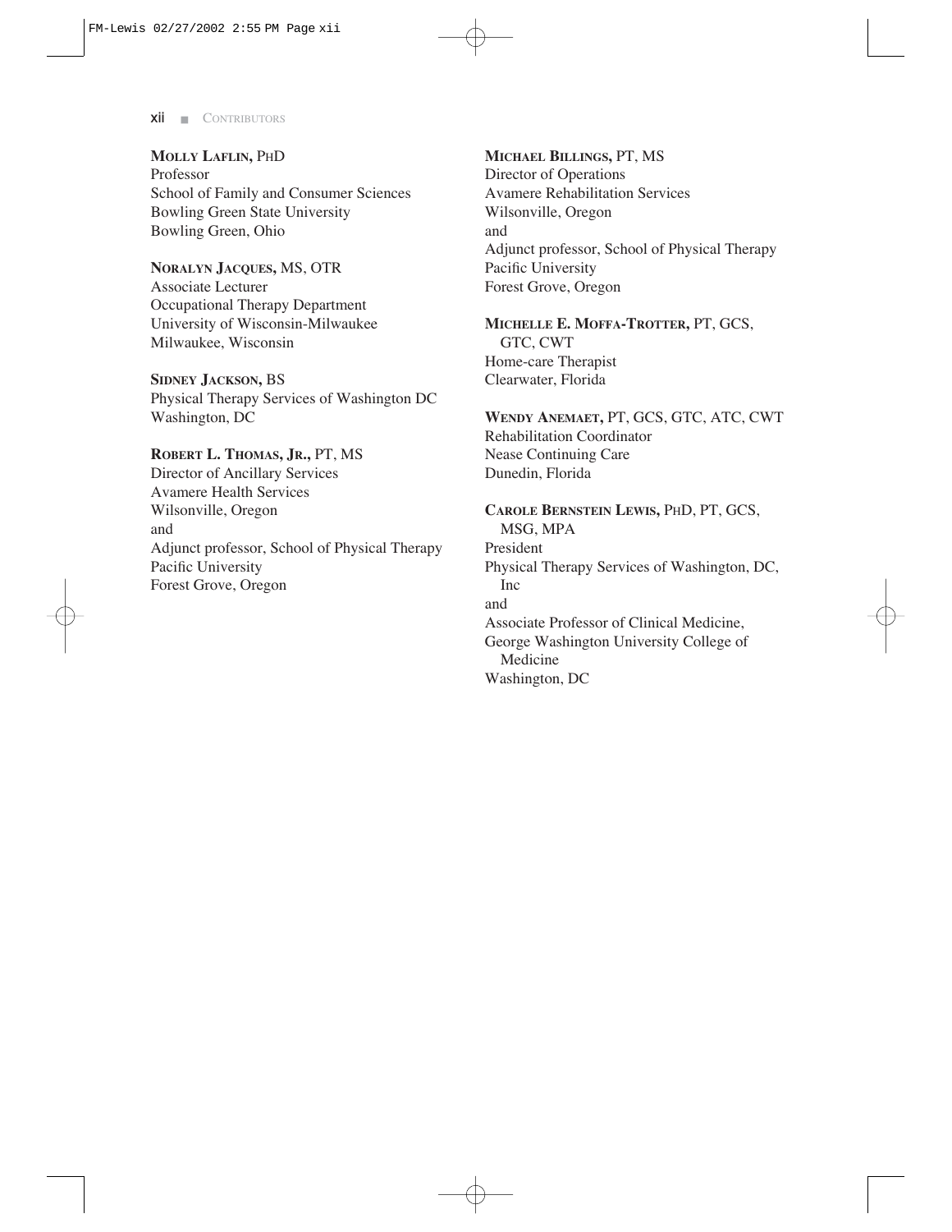**MOLLY LAFLIN,** PHD
Professor
School of Family and Consumer Sciences
Bowling Green State University
Bowling Green, Ohio

**NORALYN JACQUES,** MS, OTR
Associate Lecturer
Occupational Therapy Department
University of Wisconsin-Milwaukee
Milwaukee, Wisconsin

**SIDNEY JACKSON,** BS
Physical Therapy Services of Washington DC
Washington, DC

**ROBERT L. THOMAS, JR.,** PT, MS
Director of Ancillary Services
Avamere Health Services
Wilsonville, Oregon
and
Adjunct professor, School of Physical Therapy
Pacific University
Forest Grove, Oregon

**MICHAEL BILLINGS,** PT, MS
Director of Operations
Avamere Rehabilitation Services
Wilsonville, Oregon
and
Adjunct professor, School of Physical Therapy
Pacific University
Forest Grove, Oregon

**MICHELLE E. MOFFA-TROTTER,** PT, GCS, GTC, CWT
Home-care Therapist
Clearwater, Florida

**WENDY ANEMAET,** PT, GCS, GTC, ATC, CWT
Rehabilitation Coordinator
Nease Continuing Care
Dunedin, Florida

**CAROLE BERNSTEIN LEWIS,** PHD, PT, GCS, MSG, MPA
President
Physical Therapy Services of Washington, DC, Inc
and
Associate Professor of Clinical Medicine,
George Washington University College of Medicine
Washington, DC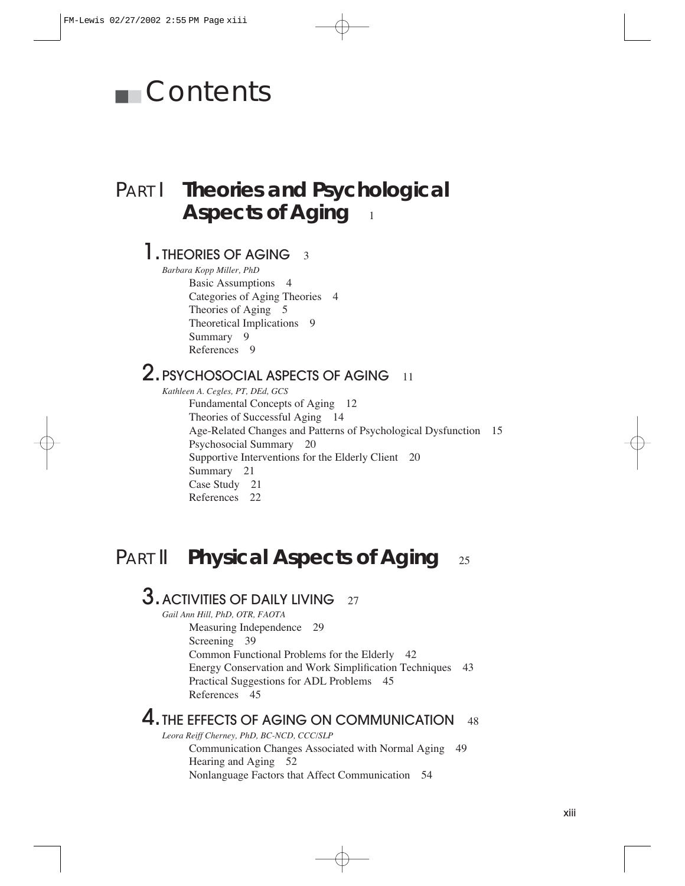# Contents

## PART I Theories and Psychological Aspects of Aging 1

### 1. THEORIES OF AGING 3

*Barbara Kopp Miller, PhD*

- Basic Assumptions 4
- Categories of Aging Theories 4
- Theories of Aging 5
- Theoretical Implications 9
- Summary 9
- References 9

### 2. PSYCHOSOCIAL ASPECTS OF AGING 11

*Kathleen A. Cegles, PT, DEd, GCS*

- Fundamental Concepts of Aging 12
- Theories of Successful Aging 14
- Age-Related Changes and Patterns of Psychological Dysfunction 15
- Psychosocial Summary 20
- Supportive Interventions for the Elderly Client 20
- Summary 21
- Case Study 21
- References 22

## PART II Physical Aspects of Aging 25

### 3. ACTIVITIES OF DAILY LIVING 27

*Gail Ann Hill, PhD, OTR, FAOTA*

- Measuring Independence 29
- Screening 39
- Common Functional Problems for the Elderly 42
- Energy Conservation and Work Simplification Techniques 43
- Practical Suggestions for ADL Problems 45
- References 45

### 4. THE EFFECTS OF AGING ON COMMUNICATION 48

*Leora Reiff Cherney, PhD, BC-NCD, CCC/SLP*

- Communication Changes Associated with Normal Aging 49
- Hearing and Aging 52
- Nonlanguage Factors that Affect Communication 54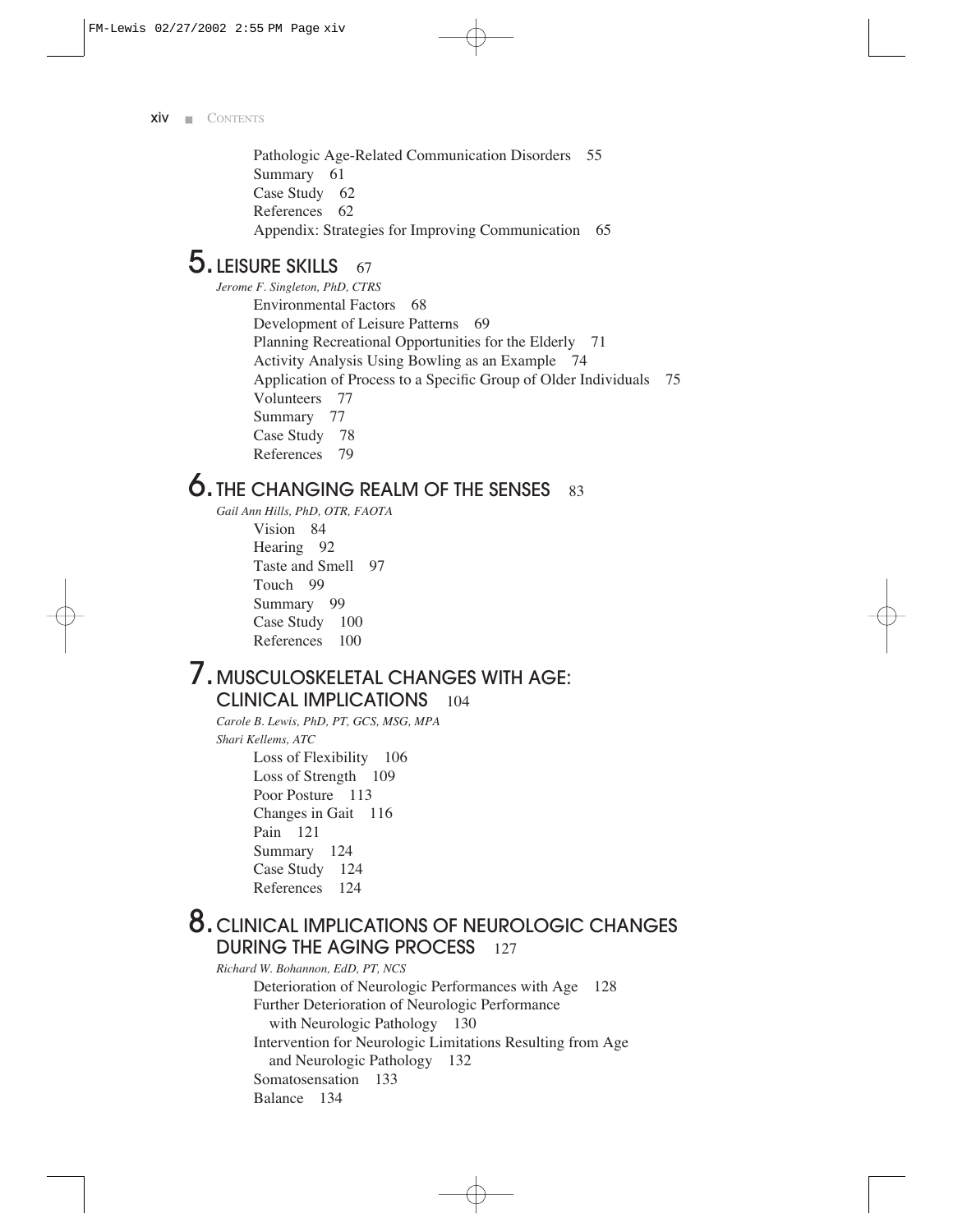Pathologic Age-Related Communication Disorders 55
Summary 61
Case Study 62
References 62
Appendix: Strategies for Improving Communication 65

## 5. LEISURE SKILLS 67

*Jerome F. Singleton, PhD, CTRS*

Environmental Factors 68
Development of Leisure Patterns 69
Planning Recreational Opportunities for the Elderly 71
Activity Analysis Using Bowling as an Example 74
Application of Process to a Specific Group of Older Individuals 75
Volunteers 77
Summary 77
Case Study 78
References 79

## 6. THE CHANGING REALM OF THE SENSES 83

*Gail Ann Hills, PhD, OTR, FAOTA*

Vision 84
Hearing 92
Taste and Smell 97
Touch 99
Summary 99
Case Study 100
References 100

## 7. MUSCULOSKELETAL CHANGES WITH AGE: CLINICAL IMPLICATIONS 104

*Carole B. Lewis, PhD, PT, GCS, MSG, MPA*
*Shari Kellems, ATC*

Loss of Flexibility 106
Loss of Strength 109
Poor Posture 113
Changes in Gait 116
Pain 121
Summary 124
Case Study 124
References 124

## 8. CLINICAL IMPLICATIONS OF NEUROLOGIC CHANGES DURING THE AGING PROCESS 127

*Richard W. Bohannon, EdD, PT, NCS*

Deterioration of Neurologic Performances with Age 128
Further Deterioration of Neurologic Performance with Neurologic Pathology 130
Intervention for Neurologic Limitations Resulting from Age and Neurologic Pathology 132
Somatosensation 133
Balance 134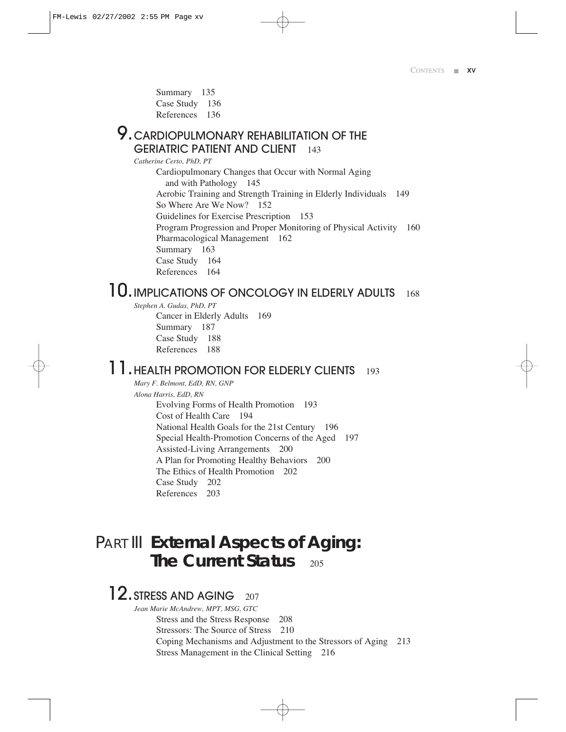Summary 135
Case Study 136
References 136

## 9. CARDIOPULMONARY REHABILITATION OF THE GERIATRIC PATIENT AND CLIENT 143

*Catherine Certo, PhD, PT*

Cardiopulmonary Changes that Occur with Normal Aging and with Pathology 145
Aerobic Training and Strength Training in Elderly Individuals 149
So Where Are We Now? 152
Guidelines for Exercise Prescription 153
Program Progression and Proper Monitoring of Physical Activity 160
Pharmacological Management 162
Summary 163
Case Study 164
References 164

## 10. IMPLICATIONS OF ONCOLOGY IN ELDERLY ADULTS 168

*Stephen A. Gudas, PhD, PT*

Cancer in Elderly Adults 169
Summary 187
Case Study 188
References 188

## 11. HEALTH PROMOTION FOR ELDERLY CLIENTS 193

*Mary F. Belmont, EdD, RN, GNP*
*Alona Harris, EdD, RN*

Evolving Forms of Health Promotion 193
Cost of Health Care 194
National Health Goals for the 21st Century 196
Special Health-Promotion Concerns of the Aged 197
Assisted-Living Arrangements 200
A Plan for Promoting Healthy Behaviors 200
The Ethics of Health Promotion 202
Case Study 202
References 203

# PART III **External Aspects of Aging: The Current Status** 205

## 12. STRESS AND AGING 207

*Jean Marie McAndrew, MPT, MSG, GTC*

Stress and the Stress Response 208
Stressors: The Source of Stress 210
Coping Mechanisms and Adjustment to the Stressors of Aging 213
Stress Management in the Clinical Setting 216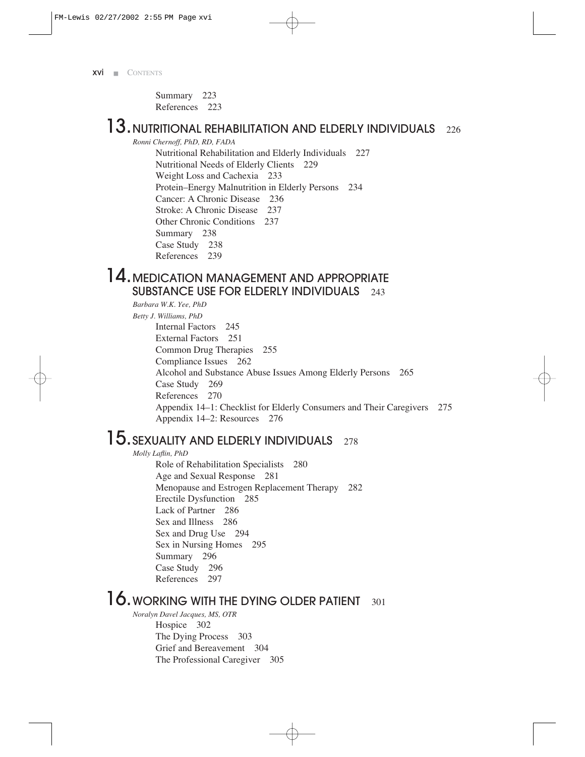Summary 223
References 223

## 13. NUTRITIONAL REHABILITATION AND ELDERLY INDIVIDUALS 226

*Ronni Chernoff, PhD, RD, FADA*

Nutritional Rehabilitation and Elderly Individuals 227
Nutritional Needs of Elderly Clients 229
Weight Loss and Cachexia 233
Protein–Energy Malnutrition in Elderly Persons 234
Cancer: A Chronic Disease 236
Stroke: A Chronic Disease 237
Other Chronic Conditions 237
Summary 238
Case Study 238
References 239

## 14. MEDICATION MANAGEMENT AND APPROPRIATE SUBSTANCE USE FOR ELDERLY INDIVIDUALS 243

*Barbara W.K. Yee, PhD*
*Betty J. Williams, PhD*

Internal Factors 245
External Factors 251
Common Drug Therapies 255
Compliance Issues 262
Alcohol and Substance Abuse Issues Among Elderly Persons 265
Case Study 269
References 270
Appendix 14–1: Checklist for Elderly Consumers and Their Caregivers 275
Appendix 14–2: Resources 276

## 15. SEXUALITY AND ELDERLY INDIVIDUALS 278

*Molly Laflin, PhD*

Role of Rehabilitation Specialists 280
Age and Sexual Response 281
Menopause and Estrogen Replacement Therapy 282
Erectile Dysfunction 285
Lack of Partner 286
Sex and Illness 286
Sex and Drug Use 294
Sex in Nursing Homes 295
Summary 296
Case Study 296
References 297

## 16. WORKING WITH THE DYING OLDER PATIENT 301

*Noralyn Davel Jacques, MS, OTR*

Hospice 302
The Dying Process 303
Grief and Bereavement 304
The Professional Caregiver 305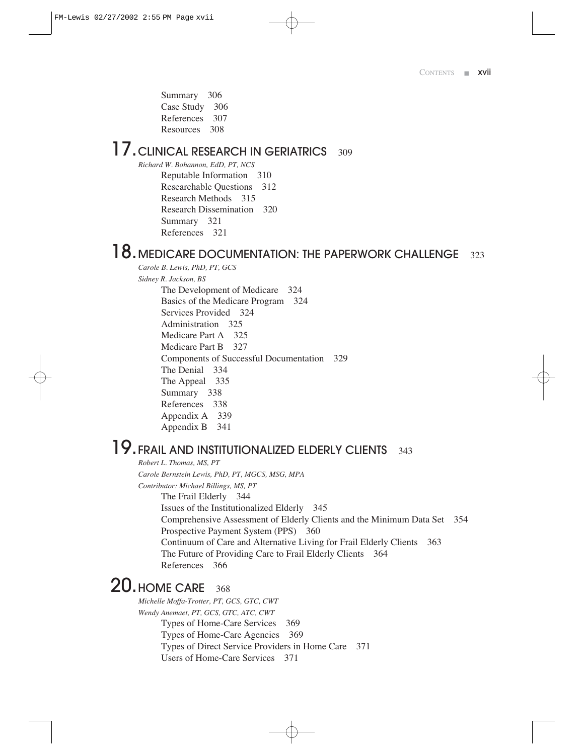Summary 306
Case Study 306
References 307
Resources 308

## 17. CLINICAL RESEARCH IN GERIATRICS 309

*Richard W. Bohannon, EdD, PT, NCS*

Reputable Information 310
Researchable Questions 312
Research Methods 315
Research Dissemination 320
Summary 321
References 321

## 18. MEDICARE DOCUMENTATION: THE PAPERWORK CHALLENGE 323

*Carole B. Lewis, PhD, PT, GCS*

*Sidney R. Jackson, BS*

The Development of Medicare 324
Basics of the Medicare Program 324
Services Provided 324
Administration 325
Medicare Part A 325
Medicare Part B 327
Components of Successful Documentation 329
The Denial 334
The Appeal 335
Summary 338
References 338
Appendix A 339
Appendix B 341

## 19. FRAIL AND INSTITUTIONALIZED ELDERLY CLIENTS 343

*Robert L. Thomas, MS, PT*

*Carole Bernstein Lewis, PhD, PT, MGCS, MSG, MPA*

*Contributor: Michael Billings, MS, PT*

The Frail Elderly 344
Issues of the Institutionalized Elderly 345
Comprehensive Assessment of Elderly Clients and the Minimum Data Set 354
Prospective Payment System (PPS) 360
Continuum of Care and Alternative Living for Frail Elderly Clients 363
The Future of Providing Care to Frail Elderly Clients 364
References 366

## 20. HOME CARE 368

*Michelle Moffa-Trotter, PT, GCS, GTC, CWT*

*Wendy Anemaet, PT, GCS, GTC, ATC, CWT*

Types of Home-Care Services 369
Types of Home-Care Agencies 369
Types of Direct Service Providers in Home Care 371
Users of Home-Care Services 371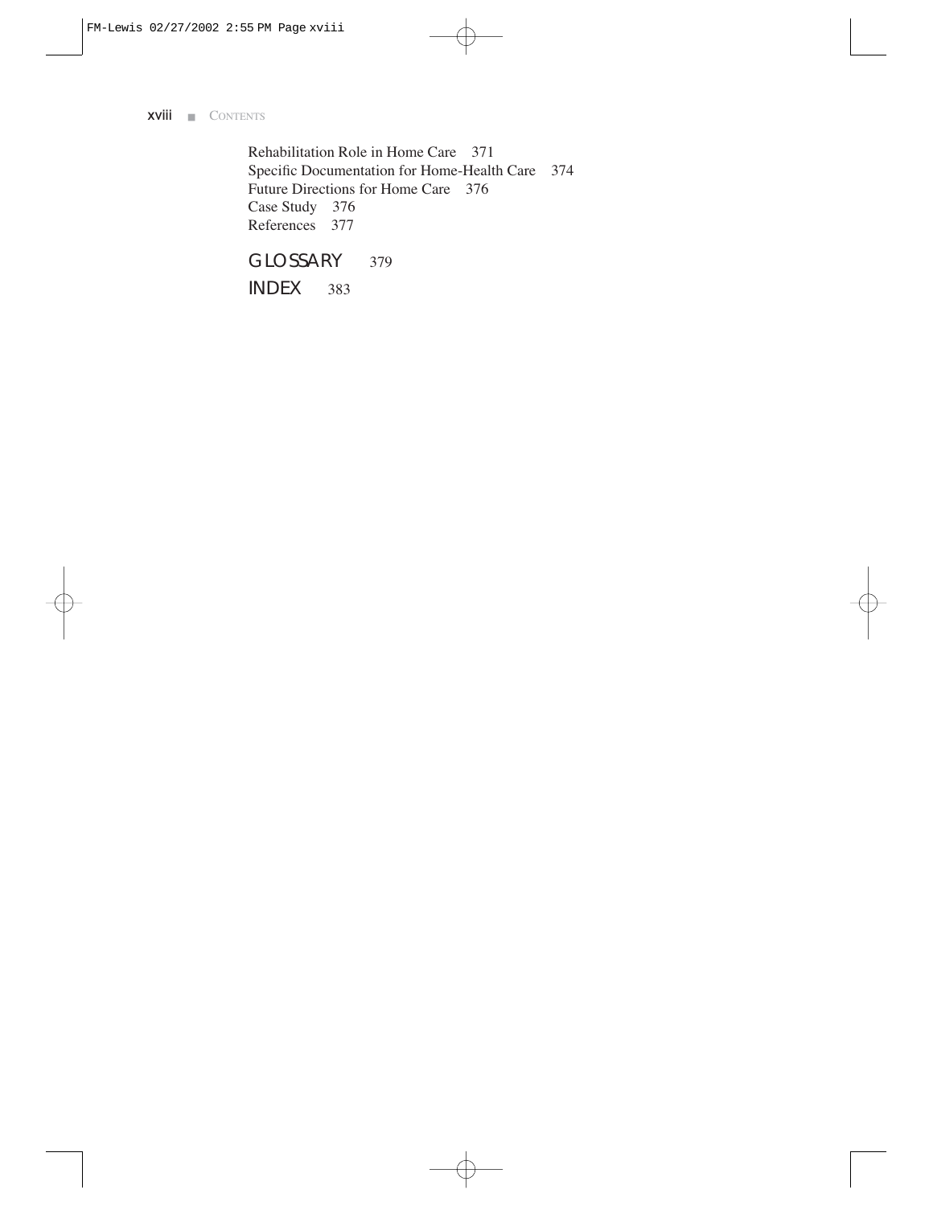Rehabilitation Role in Home Care 371
Specific Documentation for Home-Health Care 374
Future Directions for Home Care 376
Case Study 376
References 377

GLOSSARY 379

INDEX 383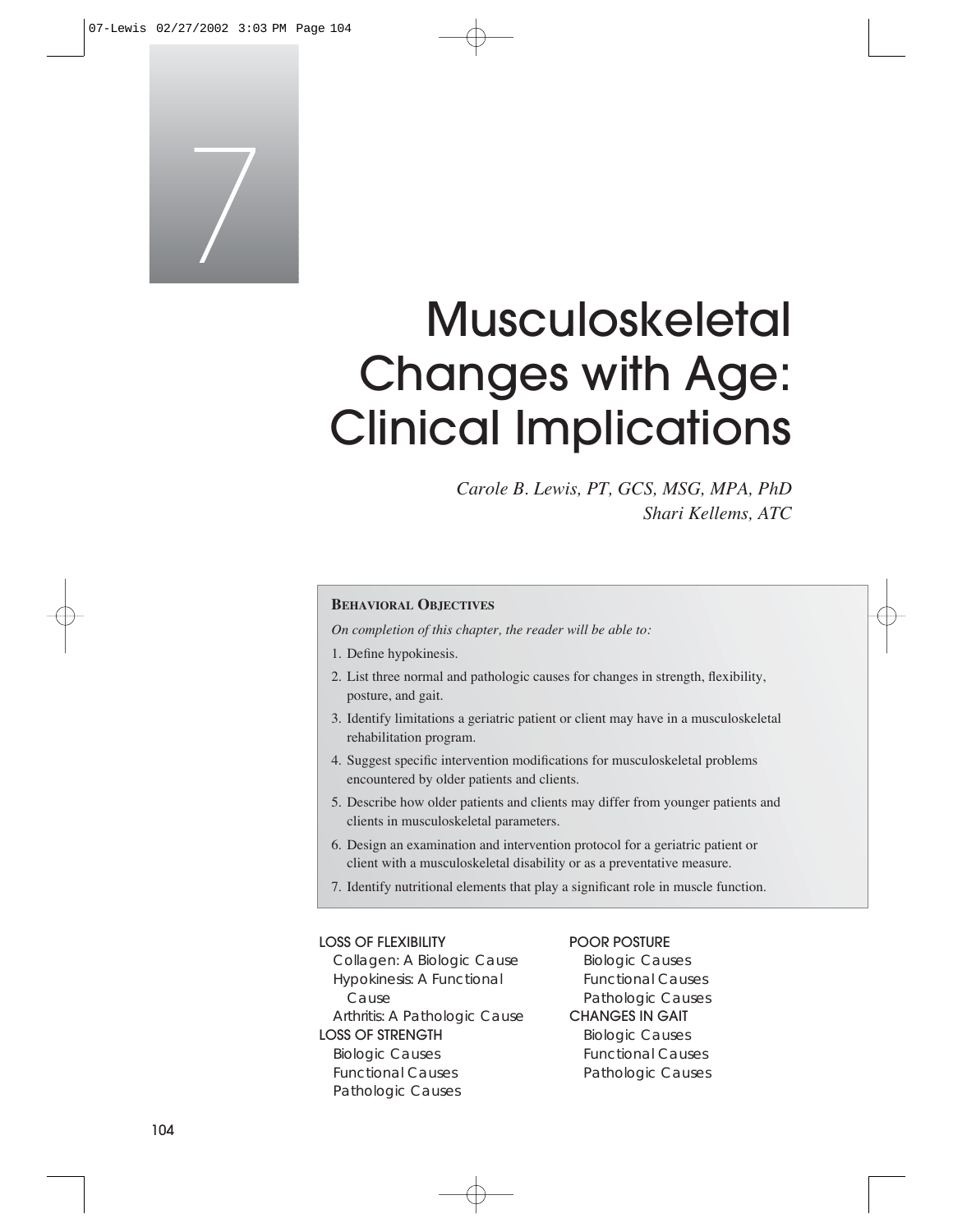# 7

# Musculoskeletal Changes with Age: Clinical Implications

*Carole B. Lewis, PT, GCS, MSG, MPA, PhD*
*Shari Kellems, ATC*

**BEHAVIORAL OBJECTIVES**

*On completion of this chapter, the reader will be able to:*

1. Define hypokinesis.
2. List three normal and pathologic causes for changes in strength, flexibility, posture, and gait.
3. Identify limitations a geriatric patient or client may have in a musculoskeletal rehabilitation program.
4. Suggest specific intervention modifications for musculoskeletal problems encountered by older patients and clients.
5. Describe how older patients and clients may differ from younger patients and clients in musculoskeletal parameters.
6. Design an examination and intervention protocol for a geriatric patient or client with a musculoskeletal disability or as a preventative measure.
7. Identify nutritional elements that play a significant role in muscle function.

- LOSS OF FLEXIBILITY
  - Collagen: A Biologic Cause
  - Hypokinesis: A Functional Cause
  - Arthritis: A Pathologic Cause
- LOSS OF STRENGTH
  - Biologic Causes
  - Functional Causes
  - Pathologic Causes
- POOR POSTURE
  - Biologic Causes
  - Functional Causes
  - Pathologic Causes
- CHANGES IN GAIT
  - Biologic Causes
  - Functional Causes
  - Pathologic Causes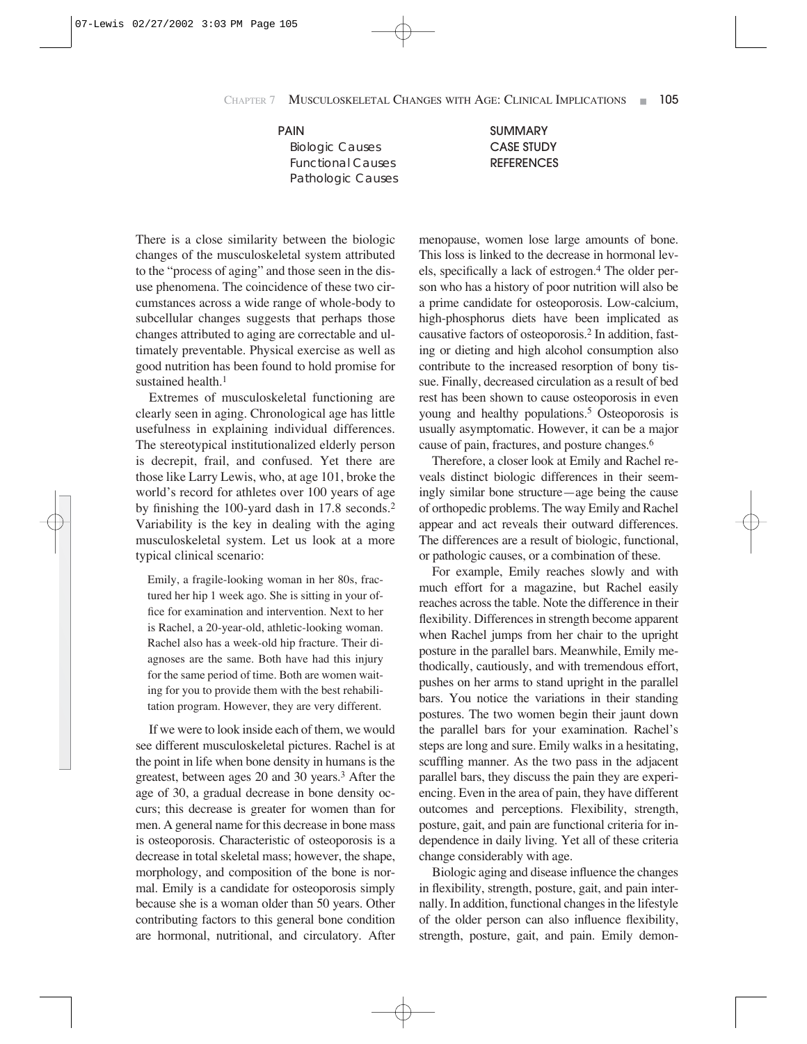PAIN
- Biologic Causes
- Functional Causes
- Pathologic Causes

SUMMARY

CASE STUDY

REFERENCES

There is a close similarity between the biologic changes of the musculoskeletal system attributed to the "process of aging" and those seen in the disuse phenomena. The coincidence of these two circumstances across a wide range of whole-body to subcellular changes suggests that perhaps those changes attributed to aging are correctable and ultimately preventable. Physical exercise as well as good nutrition has been found to hold promise for sustained health.[1]

Extremes of musculoskeletal functioning are clearly seen in aging. Chronological age has little usefulness in explaining individual differences. The stereotypical institutionalized elderly person is decrepit, frail, and confused. Yet there are those like Larry Lewis, who, at age 101, broke the world's record for athletes over 100 years of age by finishing the 100-yard dash in 17.8 seconds.[2] Variability is the key in dealing with the aging musculoskeletal system. Let us look at a more typical clinical scenario:

> Emily, a fragile-looking woman in her 80s, fractured her hip 1 week ago. She is sitting in your office for examination and intervention. Next to her is Rachel, a 20-year-old, athletic-looking woman. Rachel also has a week-old hip fracture. Their diagnoses are the same. Both have had this injury for the same period of time. Both are women waiting for you to provide them with the best rehabilitation program. However, they are very different.

If we were to look inside each of them, we would see different musculoskeletal pictures. Rachel is at the point in life when bone density in humans is the greatest, between ages 20 and 30 years.[3] After the age of 30, a gradual decrease in bone density occurs; this decrease is greater for women than for men. A general name for this decrease in bone mass is osteoporosis. Characteristic of osteoporosis is a decrease in total skeletal mass; however, the shape, morphology, and composition of the bone is normal. Emily is a candidate for osteoporosis simply because she is a woman older than 50 years. Other contributing factors to this general bone condition are hormonal, nutritional, and circulatory. After menopause, women lose large amounts of bone. This loss is linked to the decrease in hormonal levels, specifically a lack of estrogen.[4] The older person who has a history of poor nutrition will also be a prime candidate for osteoporosis. Low-calcium, high-phosphorus diets have been implicated as causative factors of osteoporosis.[2] In addition, fasting or dieting and high alcohol consumption also contribute to the increased resorption of bony tissue. Finally, decreased circulation as a result of bed rest has been shown to cause osteoporosis in even young and healthy populations.[5] Osteoporosis is usually asymptomatic. However, it can be a major cause of pain, fractures, and posture changes.[6]

Therefore, a closer look at Emily and Rachel reveals distinct biologic differences in their seemingly similar bone structure—age being the cause of orthopedic problems. The way Emily and Rachel appear and act reveals their outward differences. The differences are a result of biologic, functional, or pathologic causes, or a combination of these.

For example, Emily reaches slowly and with much effort for a magazine, but Rachel easily reaches across the table. Note the difference in their flexibility. Differences in strength become apparent when Rachel jumps from her chair to the upright posture in the parallel bars. Meanwhile, Emily methodically, cautiously, and with tremendous effort, pushes on her arms to stand upright in the parallel bars. You notice the variations in their standing postures. The two women begin their jaunt down the parallel bars for your examination. Rachel's steps are long and sure. Emily walks in a hesitating, scuffling manner. As the two pass in the adjacent parallel bars, they discuss the pain they are experiencing. Even in the area of pain, they have different outcomes and perceptions. Flexibility, strength, posture, gait, and pain are functional criteria for independence in daily living. Yet all of these criteria change considerably with age.

Biologic aging and disease influence the changes in flexibility, strength, posture, gait, and pain internally. In addition, functional changes in the lifestyle of the older person can also influence flexibility, strength, posture, gait, and pain. Emily demon-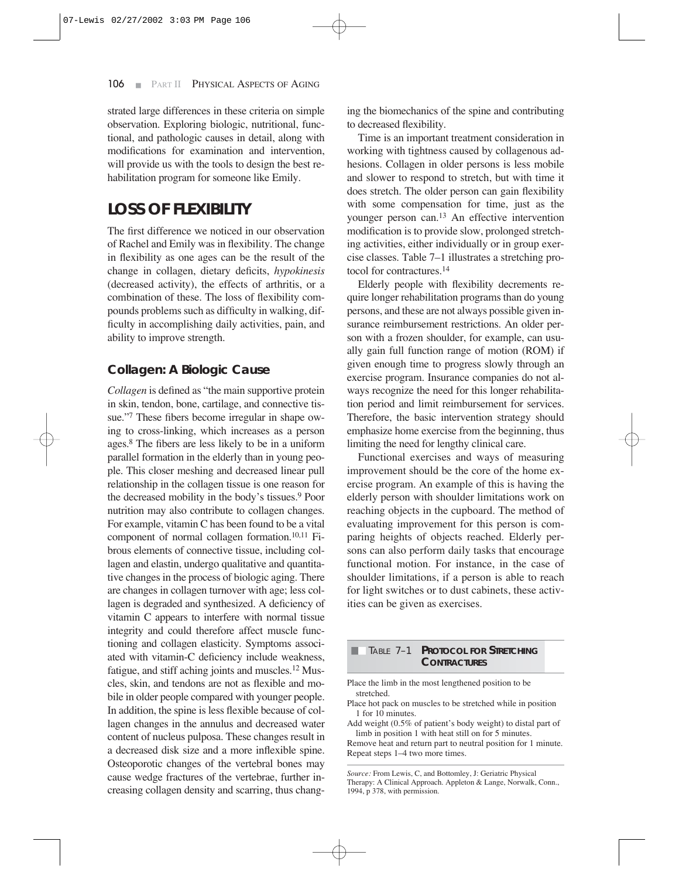strated large differences in these criteria on simple observation. Exploring biologic, nutritional, functional, and pathologic causes in detail, along with modifications for examination and intervention, will provide us with the tools to design the best rehabilitation program for someone like Emily.

## LOSS OF FLEXIBILITY

The first difference we noticed in our observation of Rachel and Emily was in flexibility. The change in flexibility as one ages can be the result of the change in collagen, dietary deficits, *hypokinesis* (decreased activity), the effects of arthritis, or a combination of these. The loss of flexibility compounds problems such as difficulty in walking, difficulty in accomplishing daily activities, pain, and ability to improve strength.

### Collagen: A Biologic Cause

*Collagen* is defined as "the main supportive protein in skin, tendon, bone, cartilage, and connective tissue."[7] These fibers become irregular in shape owing to cross-linking, which increases as a person ages.[8] The fibers are less likely to be in a uniform parallel formation in the elderly than in young people. This closer meshing and decreased linear pull relationship in the collagen tissue is one reason for the decreased mobility in the body's tissues.[9] Poor nutrition may also contribute to collagen changes. For example, vitamin C has been found to be a vital component of normal collagen formation.[10,11] Fibrous elements of connective tissue, including collagen and elastin, undergo qualitative and quantitative changes in the process of biologic aging. There are changes in collagen turnover with age; less collagen is degraded and synthesized. A deficiency of vitamin C appears to interfere with normal tissue integrity and could therefore affect muscle functioning and collagen elasticity. Symptoms associated with vitamin-C deficiency include weakness, fatigue, and stiff aching joints and muscles.[12] Muscles, skin, and tendons are not as flexible and mobile in older people compared with younger people. In addition, the spine is less flexible because of collagen changes in the annulus and decreased water content of nucleus pulposa. These changes result in a decreased disk size and a more inflexible spine. Osteoporotic changes of the vertebral bones may cause wedge fractures of the vertebrae, further increasing collagen density and scarring, thus changing the biomechanics of the spine and contributing to decreased flexibility.

Time is an important treatment consideration in working with tightness caused by collagenous adhesions. Collagen in older persons is less mobile and slower to respond to stretch, but with time it does stretch. The older person can gain flexibility with some compensation for time, just as the younger person can.[13] An effective intervention modification is to provide slow, prolonged stretching activities, either individually or in group exercise classes. Table 7–1 illustrates a stretching protocol for contractures.[14]

Elderly people with flexibility decrements require longer rehabilitation programs than do young persons, and these are not always possible given insurance reimbursement restrictions. An older person with a frozen shoulder, for example, can usually gain full function range of motion (ROM) if given enough time to progress slowly through an exercise program. Insurance companies do not always recognize the need for this longer rehabilitation period and limit reimbursement for services. Therefore, the basic intervention strategy should emphasize home exercise from the beginning, thus limiting the need for lengthy clinical care.

Functional exercises and ways of measuring improvement should be the core of the home exercise program. An example of this is having the elderly person with shoulder limitations work on reaching objects in the cupboard. The method of evaluating improvement for this person is comparing heights of objects reached. Elderly persons can also perform daily tasks that encourage functional motion. For instance, in the case of shoulder limitations, if a person is able to reach for light switches or to dust cabinets, these activities can be given as exercises.

**TABLE 7–1 PROTOCOL FOR STRETCHING CONTRACTURES**

Place the limb in the most lengthened position to be stretched.
Place hot pack on muscles to be stretched while in position 1 for 10 minutes.
Add weight (0.5% of patient's body weight) to distal part of limb in position 1 with heat still on for 5 minutes.
Remove heat and return part to neutral position for 1 minute.
Repeat steps 1–4 two more times.

*Source:* From Lewis, C, and Bottomley, J: Geriatric Physical Therapy: A Clinical Approach. Appleton & Lange, Norwalk, Conn., 1994, p 378, with permission.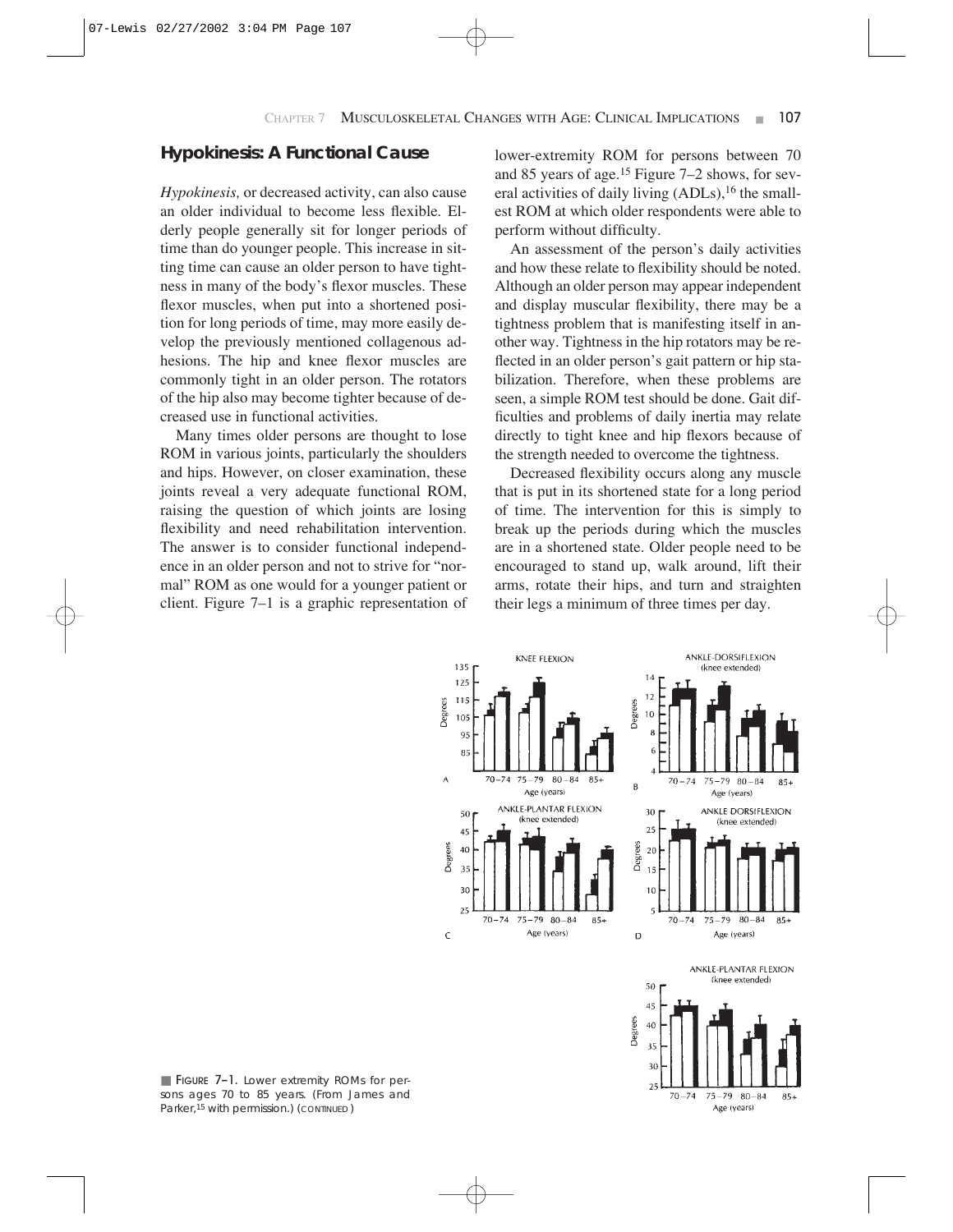## Hypokinesis: A Functional Cause

*Hypokinesis,* or decreased activity, can also cause an older individual to become less flexible. Elderly people generally sit for longer periods of time than do younger people. This increase in sitting time can cause an older person to have tightness in many of the body's flexor muscles. These flexor muscles, when put into a shortened position for long periods of time, may more easily develop the previously mentioned collagenous adhesions. The hip and knee flexor muscles are commonly tight in an older person. The rotators of the hip also may become tighter because of decreased use in functional activities.

Many times older persons are thought to lose ROM in various joints, particularly the shoulders and hips. However, on closer examination, these joints reveal a very adequate functional ROM, raising the question of which joints are losing flexibility and need rehabilitation intervention. The answer is to consider functional independence in an older person and not to strive for "normal" ROM as one would for a younger patient or client. Figure 7–1 is a graphic representation of lower-extremity ROM for persons between 70 and 85 years of age.[15] Figure 7–2 shows, for several activities of daily living (ADLs),[16] the smallest ROM at which older respondents were able to perform without difficulty.

An assessment of the person's daily activities and how these relate to flexibility should be noted. Although an older person may appear independent and display muscular flexibility, there may be a tightness problem that is manifesting itself in another way. Tightness in the hip rotators may be reflected in an older person's gait pattern or hip stabilization. Therefore, when these problems are seen, a simple ROM test should be done. Gait difficulties and problems of daily inertia may relate directly to tight knee and hip flexors because of the strength needed to overcome the tightness.

Decreased flexibility occurs along any muscle that is put in its shortened state for a long period of time. The intervention for this is simply to break up the periods during which the muscles are in a shortened state. Older people need to be encouraged to stand up, walk around, lift their arms, rotate their hips, and turn and straighten their legs a minimum of three times per day.

■ FIGURE 7–1. Lower extremity ROMs for persons ages 70 to 85 years. (From James and Parker,[15] with permission.) (CONTINUED)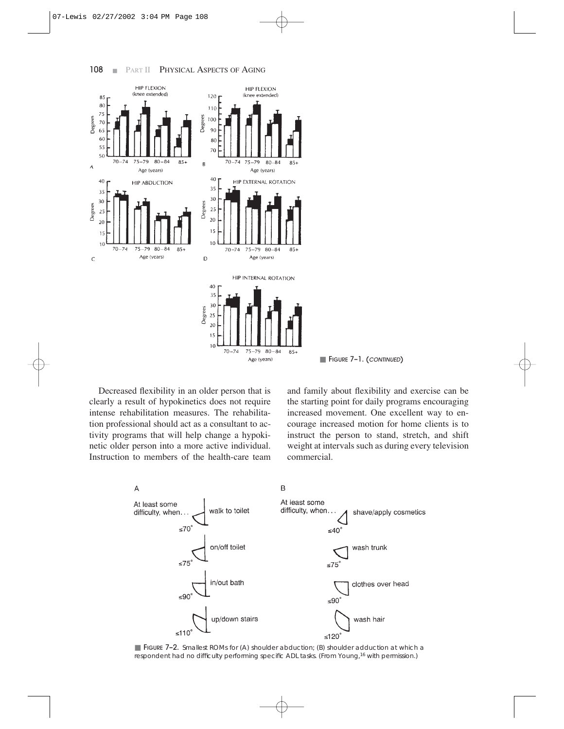■ FIGURE 7–1. (*CONTINUED*)

Decreased flexibility in an older person that is clearly a result of hypokinetics does not require intense rehabilitation measures. The rehabilitation professional should act as a consultant to activity programs that will help change a hypokinetic older person into a more active individual. Instruction to members of the health-care team and family about flexibility and exercise can be the starting point for daily programs encouraging increased movement. One excellent way to encourage increased motion for home clients is to instruct the person to stand, stretch, and shift weight at intervals such as during every television commercial.

■ FIGURE 7–2. Smallest ROMs for (A) shoulder abduction; (B) shoulder adduction at which a respondent had no difficulty performing specific ADL tasks. (From Young,[16] with permission.)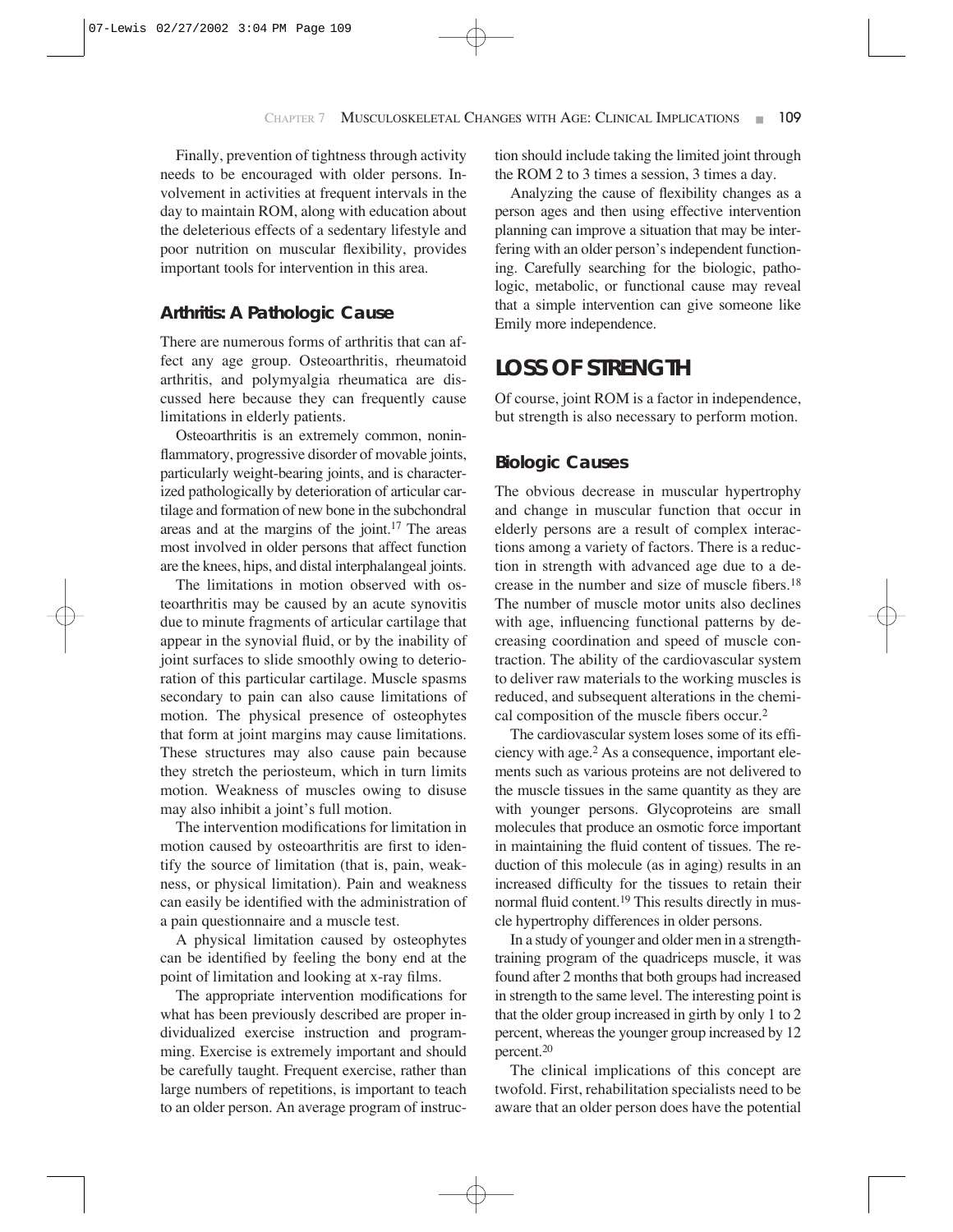Finally, prevention of tightness through activity needs to be encouraged with older persons. Involvement in activities at frequent intervals in the day to maintain ROM, along with education about the deleterious effects of a sedentary lifestyle and poor nutrition on muscular flexibility, provides important tools for intervention in this area.

### Arthritis: A Pathologic Cause

There are numerous forms of arthritis that can affect any age group. Osteoarthritis, rheumatoid arthritis, and polymyalgia rheumatica are discussed here because they can frequently cause limitations in elderly patients.

Osteoarthritis is an extremely common, noninflammatory, progressive disorder of movable joints, particularly weight-bearing joints, and is characterized pathologically by deterioration of articular cartilage and formation of new bone in the subchondral areas and at the margins of the joint.[17] The areas most involved in older persons that affect function are the knees, hips, and distal interphalangeal joints.

The limitations in motion observed with osteoarthritis may be caused by an acute synovitis due to minute fragments of articular cartilage that appear in the synovial fluid, or by the inability of joint surfaces to slide smoothly owing to deterioration of this particular cartilage. Muscle spasms secondary to pain can also cause limitations of motion. The physical presence of osteophytes that form at joint margins may cause limitations. These structures may also cause pain because they stretch the periosteum, which in turn limits motion. Weakness of muscles owing to disuse may also inhibit a joint's full motion.

The intervention modifications for limitation in motion caused by osteoarthritis are first to identify the source of limitation (that is, pain, weakness, or physical limitation). Pain and weakness can easily be identified with the administration of a pain questionnaire and a muscle test.

A physical limitation caused by osteophytes can be identified by feeling the bony end at the point of limitation and looking at x-ray films.

The appropriate intervention modifications for what has been previously described are proper individualized exercise instruction and programming. Exercise is extremely important and should be carefully taught. Frequent exercise, rather than large numbers of repetitions, is important to teach to an older person. An average program of instruction should include taking the limited joint through the ROM 2 to 3 times a session, 3 times a day.

Analyzing the cause of flexibility changes as a person ages and then using effective intervention planning can improve a situation that may be interfering with an older person's independent functioning. Carefully searching for the biologic, pathologic, metabolic, or functional cause may reveal that a simple intervention can give someone like Emily more independence.

## LOSS OF STRENGTH

Of course, joint ROM is a factor in independence, but strength is also necessary to perform motion.

### Biologic Causes

The obvious decrease in muscular hypertrophy and change in muscular function that occur in elderly persons are a result of complex interactions among a variety of factors. There is a reduction in strength with advanced age due to a decrease in the number and size of muscle fibers.[18] The number of muscle motor units also declines with age, influencing functional patterns by decreasing coordination and speed of muscle contraction. The ability of the cardiovascular system to deliver raw materials to the working muscles is reduced, and subsequent alterations in the chemical composition of the muscle fibers occur.[2]

The cardiovascular system loses some of its efficiency with age.[2] As a consequence, important elements such as various proteins are not delivered to the muscle tissues in the same quantity as they are with younger persons. Glycoproteins are small molecules that produce an osmotic force important in maintaining the fluid content of tissues. The reduction of this molecule (as in aging) results in an increased difficulty for the tissues to retain their normal fluid content.[19] This results directly in muscle hypertrophy differences in older persons.

In a study of younger and older men in a strength-training program of the quadriceps muscle, it was found after 2 months that both groups had increased in strength to the same level. The interesting point is that the older group increased in girth by only 1 to 2 percent, whereas the younger group increased by 12 percent.[20]

The clinical implications of this concept are twofold. First, rehabilitation specialists need to be aware that an older person does have the potential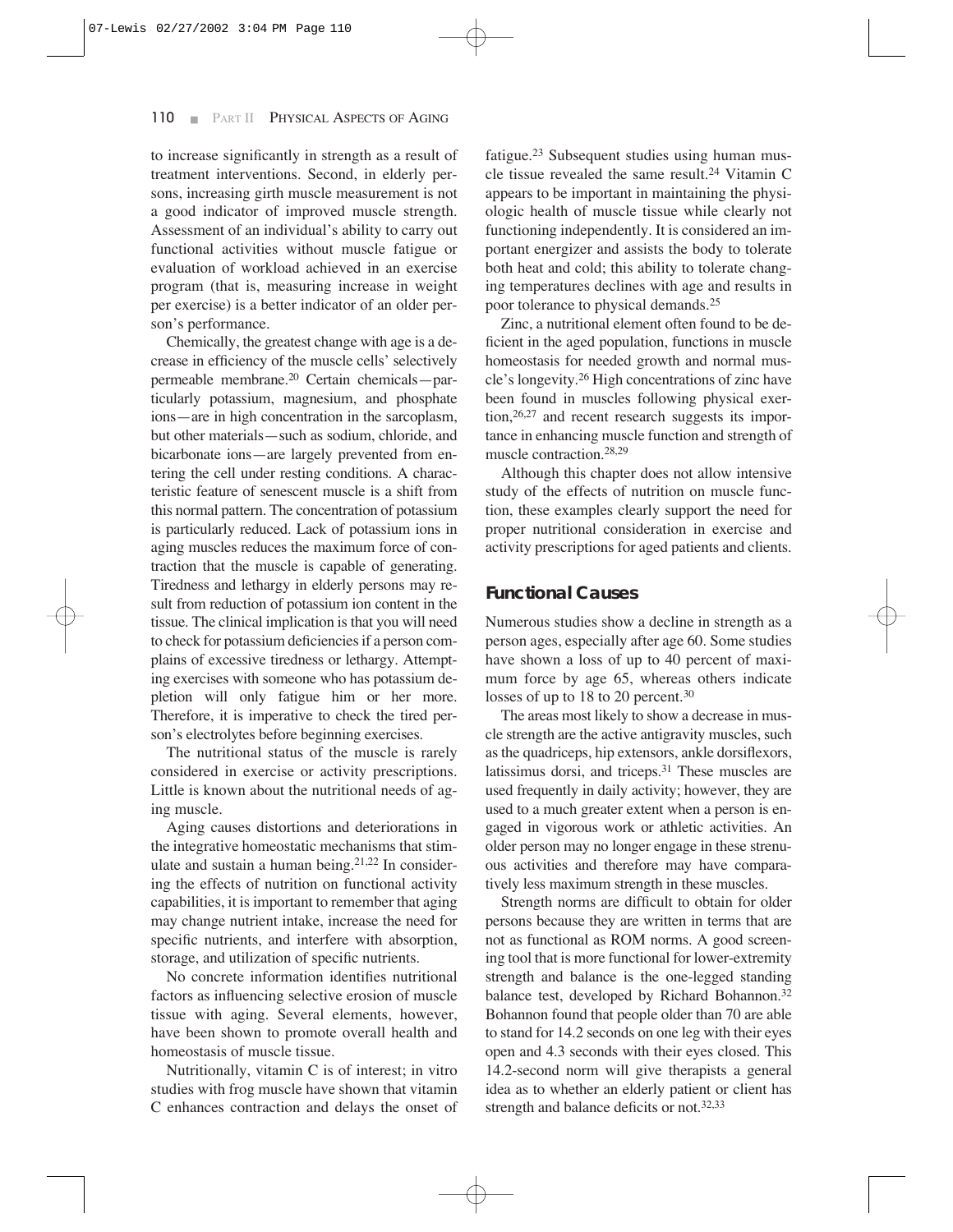to increase significantly in strength as a result of treatment interventions. Second, in elderly persons, increasing girth muscle measurement is not a good indicator of improved muscle strength. Assessment of an individual's ability to carry out functional activities without muscle fatigue or evaluation of workload achieved in an exercise program (that is, measuring increase in weight per exercise) is a better indicator of an older person's performance.

Chemically, the greatest change with age is a decrease in efficiency of the muscle cells' selectively permeable membrane.[20] Certain chemicals—particularly potassium, magnesium, and phosphate ions—are in high concentration in the sarcoplasm, but other materials—such as sodium, chloride, and bicarbonate ions—are largely prevented from entering the cell under resting conditions. A characteristic feature of senescent muscle is a shift from this normal pattern. The concentration of potassium is particularly reduced. Lack of potassium ions in aging muscles reduces the maximum force of contraction that the muscle is capable of generating. Tiredness and lethargy in elderly persons may result from reduction of potassium ion content in the tissue. The clinical implication is that you will need to check for potassium deficiencies if a person complains of excessive tiredness or lethargy. Attempting exercises with someone who has potassium depletion will only fatigue him or her more. Therefore, it is imperative to check the tired person's electrolytes before beginning exercises.

The nutritional status of the muscle is rarely considered in exercise or activity prescriptions. Little is known about the nutritional needs of aging muscle.

Aging causes distortions and deteriorations in the integrative homeostatic mechanisms that stimulate and sustain a human being.[21,22] In considering the effects of nutrition on functional activity capabilities, it is important to remember that aging may change nutrient intake, increase the need for specific nutrients, and interfere with absorption, storage, and utilization of specific nutrients.

No concrete information identifies nutritional factors as influencing selective erosion of muscle tissue with aging. Several elements, however, have been shown to promote overall health and homeostasis of muscle tissue.

Nutritionally, vitamin C is of interest; in vitro studies with frog muscle have shown that vitamin C enhances contraction and delays the onset of fatigue.[23] Subsequent studies using human muscle tissue revealed the same result.[24] Vitamin C appears to be important in maintaining the physiologic health of muscle tissue while clearly not functioning independently. It is considered an important energizer and assists the body to tolerate both heat and cold; this ability to tolerate changing temperatures declines with age and results in poor tolerance to physical demands.[25]

Zinc, a nutritional element often found to be deficient in the aged population, functions in muscle homeostasis for needed growth and normal muscle's longevity.[26] High concentrations of zinc have been found in muscles following physical exertion,[26,27] and recent research suggests its importance in enhancing muscle function and strength of muscle contraction.[28,29]

Although this chapter does not allow intensive study of the effects of nutrition on muscle function, these examples clearly support the need for proper nutritional consideration in exercise and activity prescriptions for aged patients and clients.

### Functional Causes

Numerous studies show a decline in strength as a person ages, especially after age 60. Some studies have shown a loss of up to 40 percent of maximum force by age 65, whereas others indicate losses of up to 18 to 20 percent.[30]

The areas most likely to show a decrease in muscle strength are the active antigravity muscles, such as the quadriceps, hip extensors, ankle dorsiflexors, latissimus dorsi, and triceps.[31] These muscles are used frequently in daily activity; however, they are used to a much greater extent when a person is engaged in vigorous work or athletic activities. An older person may no longer engage in these strenuous activities and therefore may have comparatively less maximum strength in these muscles.

Strength norms are difficult to obtain for older persons because they are written in terms that are not as functional as ROM norms. A good screening tool that is more functional for lower-extremity strength and balance is the one-legged standing balance test, developed by Richard Bohannon.[32] Bohannon found that people older than 70 are able to stand for 14.2 seconds on one leg with their eyes open and 4.3 seconds with their eyes closed. This 14.2-second norm will give therapists a general idea as to whether an elderly patient or client has strength and balance deficits or not.[32,33]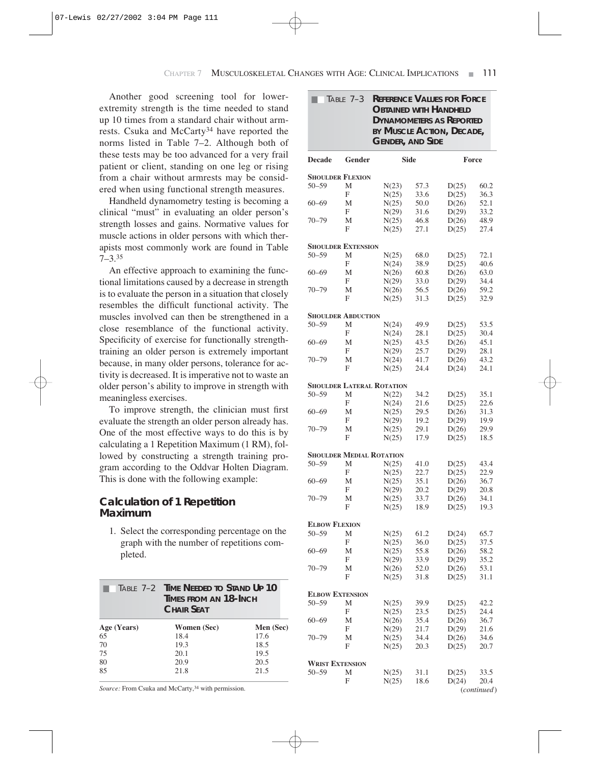Another good screening tool for lower-extremity strength is the time needed to stand up 10 times from a standard chair without armrests. Csuka and McCarty[34] have reported the norms listed in Table 7–2. Although both of these tests may be too advanced for a very frail patient or client, standing on one leg or rising from a chair without armrests may be considered when using functional strength measures.

Handheld dynamometry testing is becoming a clinical "must" in evaluating an older person's strength losses and gains. Normative values for muscle actions in older persons with which therapists most commonly work are found in Table 7–3.[35]

An effective approach to examining the functional limitations caused by a decrease in strength is to evaluate the person in a situation that closely resembles the difficult functional activity. The muscles involved can then be strengthened in a close resemblance of the functional activity. Specificity of exercise for functionally strength-training an older person is extremely important because, in many older persons, tolerance for activity is decreased. It is imperative not to waste an older person's ability to improve in strength with meaningless exercises.

To improve strength, the clinician must first evaluate the strength an older person already has. One of the most effective ways to do this is by calculating a 1 Repetition Maximum (1 RM), followed by constructing a strength training program according to the Oddvar Holten Diagram. This is done with the following example:

### Calculation of 1 Repetition Maximum

1. Select the corresponding percentage on the graph with the number of repetitions completed.

**TABLE 7–2 Time Needed to Stand Up 10 Times from an 18-Inch Chair Seat**

| Age (Years) | Women (Sec) | Men (Sec) |
|---|---|---|
| 65 | 18.4 | 17.6 |
| 70 | 19.3 | 18.5 |
| 75 | 20.1 | 19.5 |
| 80 | 20.9 | 20.5 |
| 85 | 21.8 | 21.5 |

*Source:* From Csuka and McCarty,[34] with permission.

**TABLE 7–3 Reference Values for Force Obtained with Handheld Dynamometers as Reported by Muscle Action, Decade, Gender, and Side**

| Decade | Gender | Side | | Force | |
|---|---|---|---|---|---|
| **Shoulder Flexion** | | | | | |
| 50–59 | M | N(23) | 57.3 | D(25) | 60.2 |
| | F | N(25) | 33.6 | D(25) | 36.3 |
| 60–69 | M | N(25) | 50.0 | D(26) | 52.1 |
| | F | N(29) | 31.6 | D(29) | 33.2 |
| 70–79 | M | N(25) | 46.8 | D(26) | 48.9 |
| | F | N(25) | 27.1 | D(25) | 27.4 |
| **Shoulder Extension** | | | | | |
| 50–59 | M | N(25) | 68.0 | D(25) | 72.1 |
| | F | N(24) | 38.9 | D(25) | 40.6 |
| 60–69 | M | N(26) | 60.8 | D(26) | 63.0 |
| | F | N(29) | 33.0 | D(29) | 34.4 |
| 70–79 | M | N(26) | 56.5 | D(26) | 59.2 |
| | F | N(25) | 31.3 | D(25) | 32.9 |
| **Shoulder Abduction** | | | | | |
| 50–59 | M | N(24) | 49.9 | D(25) | 53.5 |
| | F | N(24) | 28.1 | D(25) | 30.4 |
| 60–69 | M | N(25) | 43.5 | D(26) | 45.1 |
| | F | N(29) | 25.7 | D(29) | 28.1 |
| 70–79 | M | N(24) | 41.7 | D(26) | 43.2 |
| | F | N(25) | 24.4 | D(24) | 24.1 |
| **Shoulder Lateral Rotation** | | | | | |
| 50–59 | M | N(22) | 34.2 | D(25) | 35.1 |
| | F | N(24) | 21.6 | D(25) | 22.6 |
| 60–69 | M | N(25) | 29.5 | D(26) | 31.3 |
| | F | N(29) | 19.2 | D(29) | 19.9 |
| 70–79 | M | N(25) | 29.1 | D(26) | 29.9 |
| | F | N(25) | 17.9 | D(25) | 18.5 |
| **Shoulder Medial Rotation** | | | | | |
| 50–59 | M | N(25) | 41.0 | D(25) | 43.4 |
| | F | N(25) | 22.7 | D(25) | 22.9 |
| 60–69 | M | N(25) | 35.1 | D(26) | 36.7 |
| | F | N(29) | 20.2 | D(29) | 20.8 |
| 70–79 | M | N(25) | 33.7 | D(26) | 34.1 |
| | F | N(25) | 18.9 | D(25) | 19.3 |
| **Elbow Flexion** | | | | | |
| 50–59 | M | N(25) | 61.2 | D(24) | 65.7 |
| | F | N(25) | 36.0 | D(25) | 37.5 |
| 60–69 | M | N(25) | 55.8 | D(26) | 58.2 |
| | F | N(29) | 33.9 | D(29) | 35.2 |
| 70–79 | M | N(26) | 52.0 | D(26) | 53.1 |
| | F | N(25) | 31.8 | D(25) | 31.1 |
| **Elbow Extension** | | | | | |
| 50–59 | M | N(25) | 39.9 | D(25) | 42.2 |
| | F | N(25) | 23.5 | D(25) | 24.4 |
| 60–69 | M | N(26) | 35.4 | D(26) | 36.7 |
| | F | N(29) | 21.7 | D(29) | 21.6 |
| 70–79 | M | N(25) | 34.4 | D(26) | 34.6 |
| | F | N(25) | 20.3 | D(25) | 20.7 |
| **Wrist Extension** | | | | | |
| 50–59 | M | N(25) | 31.1 | D(25) | 33.5 |
| | F | N(25) | 18.6 | D(24) | 20.4 |

(*continued*)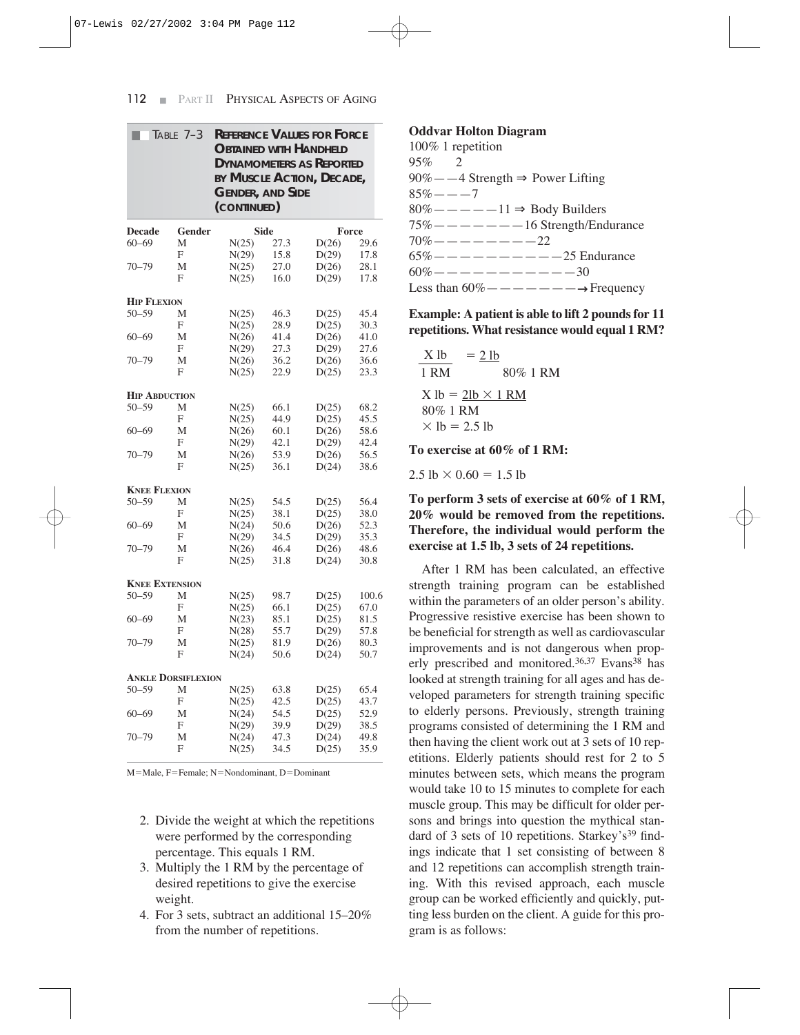**TABLE 7–3 REFERENCE VALUES FOR FORCE OBTAINED WITH HANDHELD DYNAMOMETERS AS REPORTED BY MUSCLE ACTION, DECADE, GENDER, AND SIDE (CONTINUED)**

| Decade | Gender | Side | | Force | |
|---|---|---|---|---|---|
| 60–69 | M | N(25) | 27.3 | D(26) | 29.6 |
| | F | N(29) | 15.8 | D(29) | 17.8 |
| 70–79 | M | N(25) | 27.0 | D(26) | 28.1 |
| | F | N(25) | 16.0 | D(29) | 17.8 |
| **HIP FLEXION** | | | | | |
| 50–59 | M | N(25) | 46.3 | D(25) | 45.4 |
| | F | N(25) | 28.9 | D(25) | 30.3 |
| 60–69 | M | N(26) | 41.4 | D(26) | 41.0 |
| | F | N(29) | 27.3 | D(29) | 27.6 |
| 70–79 | M | N(26) | 36.2 | D(26) | 36.6 |
| | F | N(25) | 22.9 | D(25) | 23.3 |
| **HIP ABDUCTION** | | | | | |
| 50–59 | M | N(25) | 66.1 | D(25) | 68.2 |
| | F | N(25) | 44.9 | D(25) | 45.5 |
| 60–69 | M | N(26) | 60.1 | D(26) | 58.6 |
| | F | N(29) | 42.1 | D(29) | 42.4 |
| 70–79 | M | N(26) | 53.9 | D(26) | 56.5 |
| | F | N(25) | 36.1 | D(24) | 38.6 |
| **KNEE FLEXION** | | | | | |
| 50–59 | M | N(25) | 54.5 | D(25) | 56.4 |
| | F | N(25) | 38.1 | D(25) | 38.0 |
| 60–69 | M | N(24) | 50.6 | D(26) | 52.3 |
| | F | N(29) | 34.5 | D(29) | 35.3 |
| 70–79 | M | N(26) | 46.4 | D(26) | 48.6 |
| | F | N(25) | 31.8 | D(24) | 30.8 |
| **KNEE EXTENSION** | | | | | |
| 50–59 | M | N(25) | 98.7 | D(25) | 100.6 |
| | F | N(25) | 66.1 | D(25) | 67.0 |
| 60–69 | M | N(23) | 85.1 | D(25) | 81.5 |
| | F | N(28) | 55.7 | D(29) | 57.8 |
| 70–79 | M | N(25) | 81.9 | D(26) | 80.3 |
| | F | N(24) | 50.6 | D(24) | 50.7 |
| **ANKLE DORSIFLEXION** | | | | | |
| 50–59 | M | N(25) | 63.8 | D(25) | 65.4 |
| | F | N(25) | 42.5 | D(25) | 43.7 |
| 60–69 | M | N(24) | 54.5 | D(25) | 52.9 |
| | F | N(29) | 39.9 | D(29) | 38.5 |
| 70–79 | M | N(24) | 47.3 | D(24) | 49.8 |
| | F | N(25) | 34.5 | D(25) | 35.9 |

M=Male, F=Female; N=Nondominant, D=Dominant

2. Divide the weight at which the repetitions were performed by the corresponding percentage. This equals 1 RM.
3. Multiply the 1 RM by the percentage of desired repetitions to give the exercise weight.
4. For 3 sets, subtract an additional 15–20% from the number of repetitions.

**Oddvar Holton Diagram**

100% 1 repetition
95% 2
90%——4 Strength ⇒ Power Lifting
85%———7
80%—————11 ⇒ Body Builders
75%———————16 Strength/Endurance
70%————————22
65%——————————25 Endurance
60%———————————30
Less than 60%———————→Frequency

**Example: A patient is able to lift 2 pounds for 11 repetitions. What resistance would equal 1 RM?**

$$\frac{X \text{ lb}}{1 \text{ RM}} = \frac{2 \text{ lb}}{80\% \text{ 1 RM}}$$

$$X \text{ lb} = \frac{2\text{lb} \times 1 \text{ RM}}{80\% \text{ 1 RM}}$$

$$\times \text{ lb} = 2.5 \text{ lb}$$

**To exercise at 60% of 1 RM:**

$2.5 \text{ lb} \times 0.60 = 1.5 \text{ lb}$

**To perform 3 sets of exercise at 60% of 1 RM, 20% would be removed from the repetitions. Therefore, the individual would perform the exercise at 1.5 lb, 3 sets of 24 repetitions.**

After 1 RM has been calculated, an effective strength training program can be established within the parameters of an older person's ability. Progressive resistive exercise has been shown to be beneficial for strength as well as cardiovascular improvements and is not dangerous when properly prescribed and monitored.[36,37] Evans[38] has looked at strength training for all ages and has developed parameters for strength training specific to elderly persons. Previously, strength training programs consisted of determining the 1 RM and then having the client work out at 3 sets of 10 repetitions. Elderly patients should rest for 2 to 5 minutes between sets, which means the program would take 10 to 15 minutes to complete for each muscle group. This may be difficult for older persons and brings into question the mythical standard of 3 sets of 10 repetitions. Starkey's[39] findings indicate that 1 set consisting of between 8 and 12 repetitions can accomplish strength training. With this revised approach, each muscle group can be worked efficiently and quickly, putting less burden on the client. A guide for this program is as follows: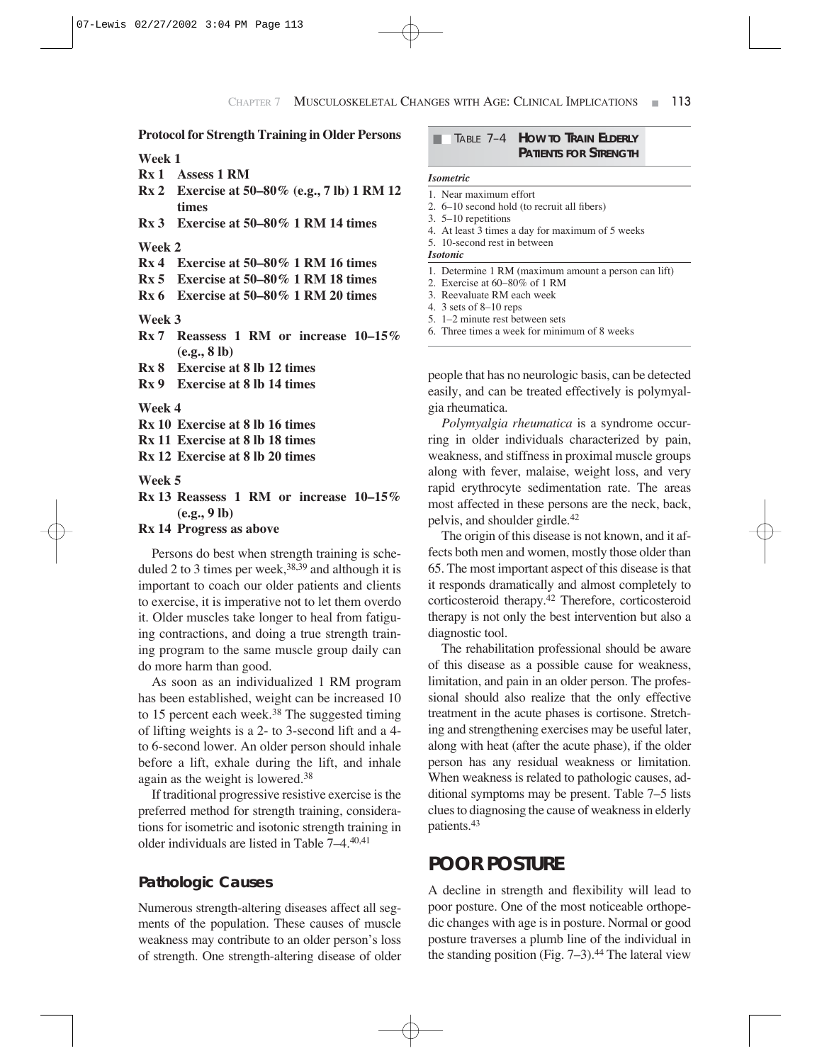**Protocol for Strength Training in Older Persons**

**Week 1**

**Rx 1 Assess 1 RM**

**Rx 2 Exercise at 50–80% (e.g., 7 lb) 1 RM 12 times**

**Rx 3 Exercise at 50–80% 1 RM 14 times**

**Week 2**

**Rx 4 Exercise at 50–80% 1 RM 16 times**

**Rx 5 Exercise at 50–80% 1 RM 18 times**

**Rx 6 Exercise at 50–80% 1 RM 20 times**

**Week 3**

**Rx 7 Reassess 1 RM or increase 10–15% (e.g., 8 lb)**

**Rx 8 Exercise at 8 lb 12 times**

**Rx 9 Exercise at 8 lb 14 times**

**Week 4**

**Rx 10 Exercise at 8 lb 16 times**

**Rx 11 Exercise at 8 lb 18 times**

**Rx 12 Exercise at 8 lb 20 times**

**Week 5**

**Rx 13 Reassess 1 RM or increase 10–15% (e.g., 9 lb)**

**Rx 14 Progress as above**

Persons do best when strength training is scheduled 2 to 3 times per week,[38,39] and although it is important to coach our older patients and clients to exercise, it is imperative not to let them overdo it. Older muscles take longer to heal from fatiguing contractions, and doing a true strength training program to the same muscle group daily can do more harm than good.

As soon as an individualized 1 RM program has been established, weight can be increased 10 to 15 percent each week.[38] The suggested timing of lifting weights is a 2- to 3-second lift and a 4- to 6-second lower. An older person should inhale before a lift, exhale during the lift, and inhale again as the weight is lowered.[38]

If traditional progressive resistive exercise is the preferred method for strength training, considerations for isometric and isotonic strength training in older individuals are listed in Table 7–4.[40,41]

**TABLE 7–4 HOW TO TRAIN ELDERLY PATIENTS FOR STRENGTH**

| |
|---|
| ***Isometric*** |
| 1. Near maximum effort |
| 2. 6–10 second hold (to recruit all fibers) |
| 3. 5–10 repetitions |
| 4. At least 3 times a day for maximum of 5 weeks |
| 5. 10-second rest in between |
| ***Isotonic*** |
| 1. Determine 1 RM (maximum amount a person can lift) |
| 2. Exercise at 60–80% of 1 RM |
| 3. Reevaluate RM each week |
| 4. 3 sets of 8–10 reps |
| 5. 1–2 minute rest between sets |
| 6. Three times a week for minimum of 8 weeks |

### Pathologic Causes

Numerous strength-altering diseases affect all segments of the population. These causes of muscle weakness may contribute to an older person's loss of strength. One strength-altering disease of older people that has no neurologic basis, can be detected easily, and can be treated effectively is polymyalgia rheumatica.

*Polymyalgia rheumatica* is a syndrome occurring in older individuals characterized by pain, weakness, and stiffness in proximal muscle groups along with fever, malaise, weight loss, and very rapid erythrocyte sedimentation rate. The areas most affected in these persons are the neck, back, pelvis, and shoulder girdle.[42]

The origin of this disease is not known, and it affects both men and women, mostly those older than 65. The most important aspect of this disease is that it responds dramatically and almost completely to corticosteroid therapy.[42] Therefore, corticosteroid therapy is not only the best intervention but also a diagnostic tool.

The rehabilitation professional should be aware of this disease as a possible cause for weakness, limitation, and pain in an older person. The professional should also realize that the only effective treatment in the acute phases is cortisone. Stretching and strengthening exercises may be useful later, along with heat (after the acute phase), if the older person has any residual weakness or limitation. When weakness is related to pathologic causes, additional symptoms may be present. Table 7–5 lists clues to diagnosing the cause of weakness in elderly patients.[43]

## POOR POSTURE

A decline in strength and flexibility will lead to poor posture. One of the most noticeable orthopedic changes with age is in posture. Normal or good posture traverses a plumb line of the individual in the standing position (Fig. 7–3).[44] The lateral view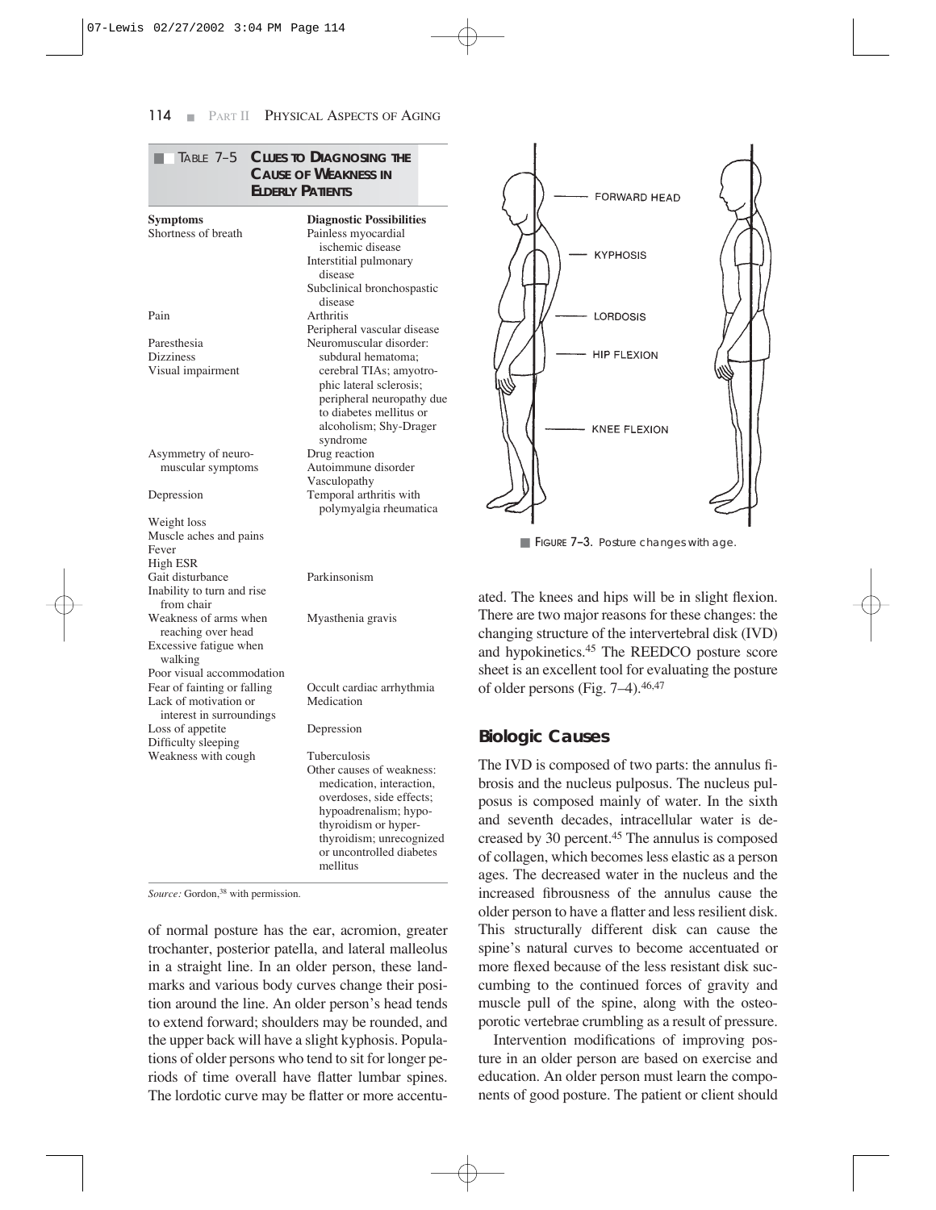**TABLE 7–5 CLUES TO DIAGNOSING THE CAUSE OF WEAKNESS IN ELDERLY PATIENTS**

| Symptoms | Diagnostic Possibilities |
|---|---|
| Shortness of breath | Painless myocardial ischemic disease<br>Interstitial pulmonary disease<br>Subclinical bronchospastic disease |
| Pain | Arthritis<br>Peripheral vascular disease |
| Paresthesia<br>Dizziness<br>Visual impairment | Neuromuscular disorder: subdural hematoma; cerebral TIAs; amyotrophic lateral sclerosis; peripheral neuropathy due to diabetes mellitus or alcoholism; Shy-Drager syndrome |
| Asymmetry of neuromuscular symptoms | Drug reaction<br>Autoimmune disorder<br>Vasculopathy |
| Depression<br>Weight loss<br>Muscle aches and pains<br>Fever<br>High ESR | Temporal arthritis with polymyalgia rheumatica |
| Gait disturbance<br>Inability to turn and rise from chair | Parkinsonism |
| Weakness of arms when reaching over head<br>Excessive fatigue when walking<br>Poor visual accommodation | Myasthenia gravis |
| Fear of fainting or falling | Occult cardiac arrhythmia |
| Lack of motivation or interest in surroundings | Medication |
| Loss of appetite<br>Difficulty sleeping | Depression |
| Weakness with cough | Tuberculosis<br>Other causes of weakness: medication, interaction, overdoses, side effects; hypoadrenalism; hypothyroidism or hyperthyroidism; unrecognized or uncontrolled diabetes mellitus |

*Source:* Gordon,[38] with permission.

of normal posture has the ear, acromion, greater trochanter, posterior patella, and lateral malleolus in a straight line. In an older person, these landmarks and various body curves change their position around the line. An older person's head tends to extend forward; shoulders may be rounded, and the upper back will have a slight kyphosis. Populations of older persons who tend to sit for longer periods of time overall have flatter lumbar spines. The lordotic curve may be flatter or more accentuated. The knees and hips will be in slight flexion. There are two major reasons for these changes: the changing structure of the intervertebral disk (IVD) and hypokinetics.[45] The REEDCO posture score sheet is an excellent tool for evaluating the posture of older persons (Fig. 7–4).[46,47]

FORWARD HEAD
KYPHOSIS
LORDOSIS
HIP FLEXION
KNEE FLEXION

FIGURE 7–3. Posture changes with age.

## Biologic Causes

The IVD is composed of two parts: the annulus fibrosis and the nucleus pulposus. The nucleus pulposus is composed mainly of water. In the sixth and seventh decades, intracellular water is decreased by 30 percent.[45] The annulus is composed of collagen, which becomes less elastic as a person ages. The decreased water in the nucleus and the increased fibrousness of the annulus cause the older person to have a flatter and less resilient disk. This structurally different disk can cause the spine's natural curves to become accentuated or more flexed because of the less resistant disk succumbing to the continued forces of gravity and muscle pull of the spine, along with the osteoporotic vertebrae crumbling as a result of pressure.

Intervention modifications of improving posture in an older person are based on exercise and education. An older person must learn the components of good posture. The patient or client should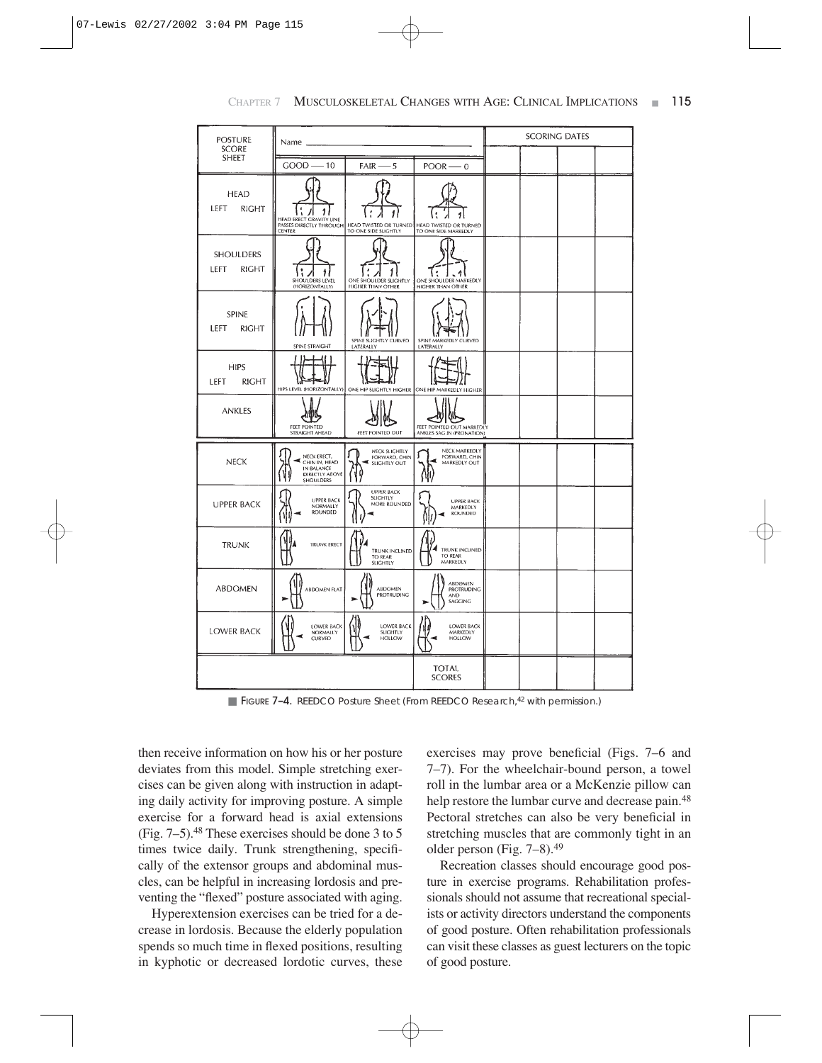| POSTURE SCORE SHEET | Name | | | SCORING DATES | | | |
|---|---|---|---|---|---|---|---|
| | GOOD — 10 | FAIR — 5 | POOR — 0 | | | | |
| HEAD LEFT RIGHT | HEAD ERECT GRAVITY LINE PASSES DIRECTLY THROUGH CENTER | HEAD TWISTED OR TURNED TO ONE SIDE SLIGHTLY | HEAD TWISTED OR TURNED TO ONE SIDE MARKEDLY | | | | |
| SHOULDERS LEFT RIGHT | SHOULDERS LEVEL (HORIZONTALLY) | ONE SHOULDER SLIGHTLY HIGHER THAN OTHER | ONE SHOULDER MARKEDLY HIGHER THAN OTHER | | | | |
| SPINE LEFT RIGHT | SPINE STRAIGHT | SPINE SLIGHTLY CURVED LATERALLY | SPINE MARKEDLY CURVED LATERALLY | | | | |
| HIPS LEFT RIGHT | HIPS LEVEL (HORIZONTALLY) | ONE HIP SLIGHTLY HIGHER | ONE HIP MARKEDLY HIGHER | | | | |
| ANKLES | FEET POINTED STRAIGHT AHEAD | FEET POINTED OUT | FEET POINTED OUT MARKEDLY ANKLES SAG IN (PRONATION) | | | | |
| NECK | NECK ERECT, CHIN IN, HEAD IN BALANCE DIRECTLY ABOVE SHOULDERS | NECK SLIGHTLY FORWARD, CHIN SLIGHTLY OUT | NECK MARKEDLY FORWARD, CHIN MARKEDLY OUT | | | | |
| UPPER BACK | UPPER BACK NORMALLY ROUNDED | UPPER BACK SLIGHTLY MORE ROUNDED | UPPER BACK MARKEDLY ROUNDED | | | | |
| TRUNK | TRUNK ERECT | TRUNK INCLINED TO REAR SLIGHTLY | TRUNK INCLINED TO REAR MARKEDLY | | | | |
| ABDOMEN | ABDOMEN FLAT | ABDOMEN PROTRUDING | ABDOMEN PROTRUDING AND SAGGING | | | | |
| LOWER BACK | LOWER BACK NORMALLY CURVED | LOWER BACK SLIGHTLY HOLLOW | LOWER BACK MARKEDLY HOLLOW | | | | |
| | | | TOTAL SCORES | | | | |

FIGURE 7–4. REEDCO Posture Sheet (From REEDCO Research,[42] with permission.)

then receive information on how his or her posture deviates from this model. Simple stretching exercises can be given along with instruction in adapting daily activity for improving posture. A simple exercise for a forward head is axial extensions (Fig. 7–5).[48] These exercises should be done 3 to 5 times twice daily. Trunk strengthening, specifically of the extensor groups and abdominal muscles, can be helpful in increasing lordosis and preventing the "flexed" posture associated with aging.

Hyperextension exercises can be tried for a decrease in lordosis. Because the elderly population spends so much time in flexed positions, resulting in kyphotic or decreased lordotic curves, these exercises may prove beneficial (Figs. 7–6 and 7–7). For the wheelchair-bound person, a towel roll in the lumbar area or a McKenzie pillow can help restore the lumbar curve and decrease pain.[48] Pectoral stretches can also be very beneficial in stretching muscles that are commonly tight in an older person (Fig. 7–8).[49]

Recreation classes should encourage good posture in exercise programs. Rehabilitation professionals should not assume that recreational specialists or activity directors understand the components of good posture. Often rehabilitation professionals can visit these classes as guest lecturers on the topic of good posture.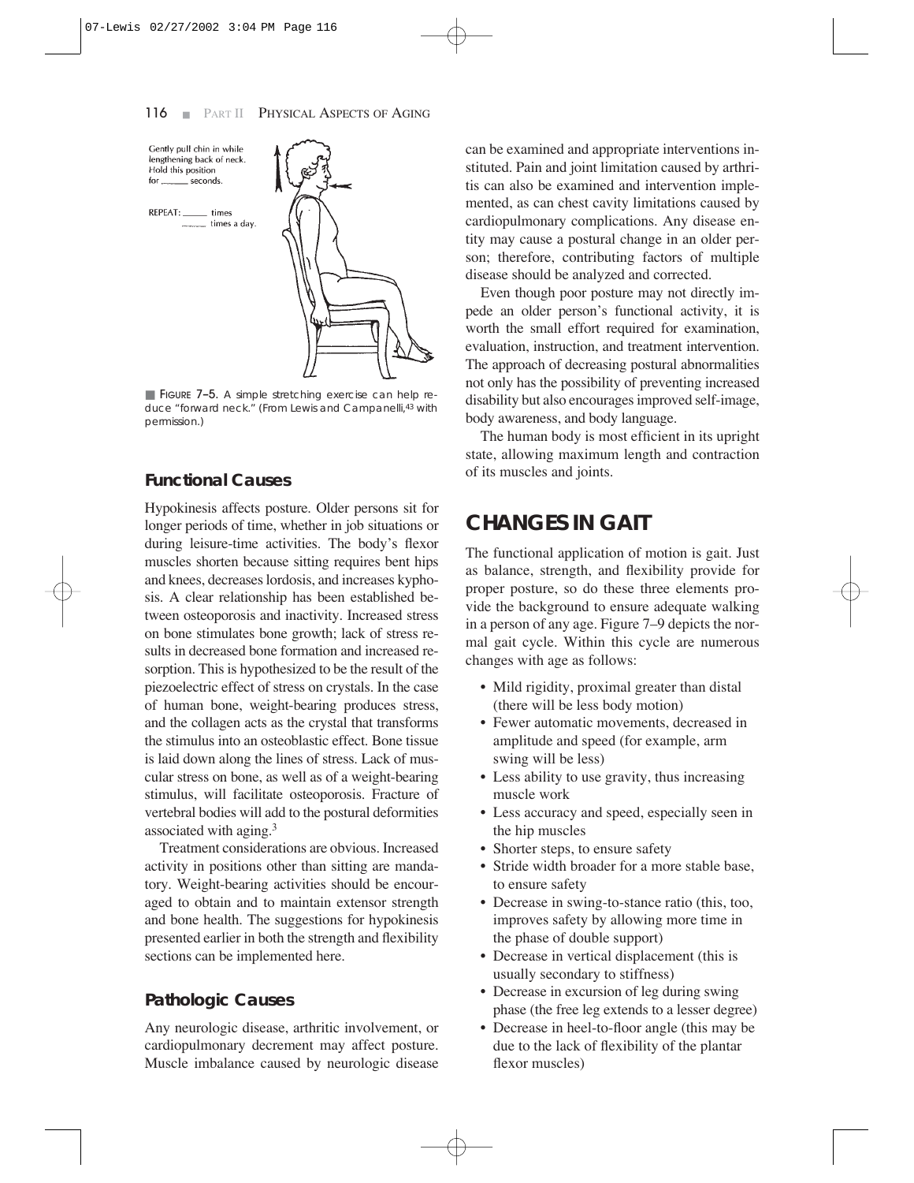Gently pull chin in while lengthening back of neck. Hold this position for _____ seconds.

REPEAT: _____ times
_____ times a day.

■ FIGURE 7–5. A simple stretching exercise can help reduce "forward neck." (From Lewis and Campanelli,[43] with permission.)

### Functional Causes

Hypokinesis affects posture. Older persons sit for longer periods of time, whether in job situations or during leisure-time activities. The body's flexor muscles shorten because sitting requires bent hips and knees, decreases lordosis, and increases kyphosis. A clear relationship has been established between osteoporosis and inactivity. Increased stress on bone stimulates bone growth; lack of stress results in decreased bone formation and increased resorption. This is hypothesized to be the result of the piezoelectric effect of stress on crystals. In the case of human bone, weight-bearing produces stress, and the collagen acts as the crystal that transforms the stimulus into an osteoblastic effect. Bone tissue is laid down along the lines of stress. Lack of muscular stress on bone, as well as of a weight-bearing stimulus, will facilitate osteoporosis. Fracture of vertebral bodies will add to the postural deformities associated with aging.[3]

Treatment considerations are obvious. Increased activity in positions other than sitting are mandatory. Weight-bearing activities should be encouraged to obtain and to maintain extensor strength and bone health. The suggestions for hypokinesis presented earlier in both the strength and flexibility sections can be implemented here.

### Pathologic Causes

Any neurologic disease, arthritic involvement, or cardiopulmonary decrement may affect posture. Muscle imbalance caused by neurologic disease can be examined and appropriate interventions instituted. Pain and joint limitation caused by arthritis can also be examined and intervention implemented, as can chest cavity limitations caused by cardiopulmonary complications. Any disease entity may cause a postural change in an older person; therefore, contributing factors of multiple disease should be analyzed and corrected.

Even though poor posture may not directly impede an older person's functional activity, it is worth the small effort required for examination, evaluation, instruction, and treatment intervention. The approach of decreasing postural abnormalities not only has the possibility of preventing increased disability but also encourages improved self-image, body awareness, and body language.

The human body is most efficient in its upright state, allowing maximum length and contraction of its muscles and joints.

## CHANGES IN GAIT

The functional application of motion is gait. Just as balance, strength, and flexibility provide for proper posture, so do these three elements provide the background to ensure adequate walking in a person of any age. Figure 7–9 depicts the normal gait cycle. Within this cycle are numerous changes with age as follows:

- Mild rigidity, proximal greater than distal (there will be less body motion)
- Fewer automatic movements, decreased in amplitude and speed (for example, arm swing will be less)
- Less ability to use gravity, thus increasing muscle work
- Less accuracy and speed, especially seen in the hip muscles
- Shorter steps, to ensure safety
- Stride width broader for a more stable base, to ensure safety
- Decrease in swing-to-stance ratio (this, too, improves safety by allowing more time in the phase of double support)
- Decrease in vertical displacement (this is usually secondary to stiffness)
- Decrease in excursion of leg during swing phase (the free leg extends to a lesser degree)
- Decrease in heel-to-floor angle (this may be due to the lack of flexibility of the plantar flexor muscles)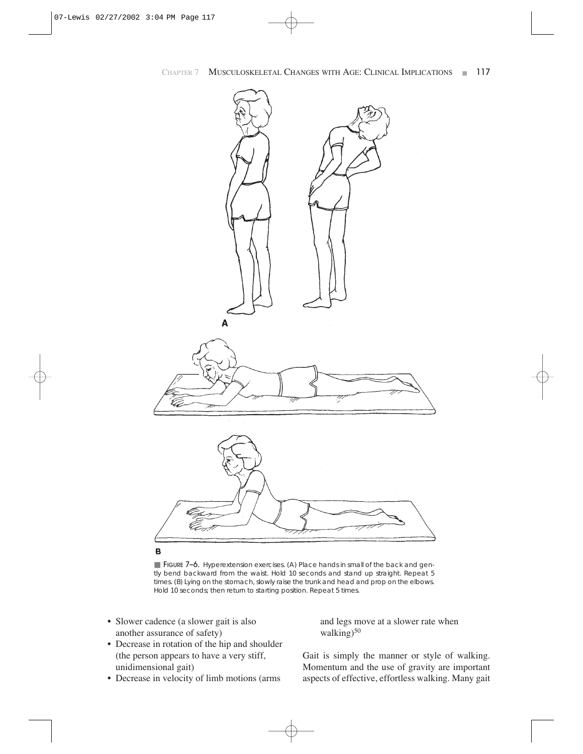■ FIGURE 7–6. Hyperextension exercises. (A) Place hands in small of the back and gently bend backward from the waist. Hold 10 seconds and stand up straight. Repeat 5 times. (B) Lying on the stomach, slowly raise the trunk and head and prop on the elbows. Hold 10 seconds; then return to starting position. Repeat 5 times.

- Slower cadence (a slower gait is also another assurance of safety)
- Decrease in rotation of the hip and shoulder (the person appears to have a very stiff, unidimensional gait)
- Decrease in velocity of limb motions (arms and legs move at a slower rate when walking)[50]

Gait is simply the manner or style of walking. Momentum and the use of gravity are important aspects of effective, effortless walking. Many gait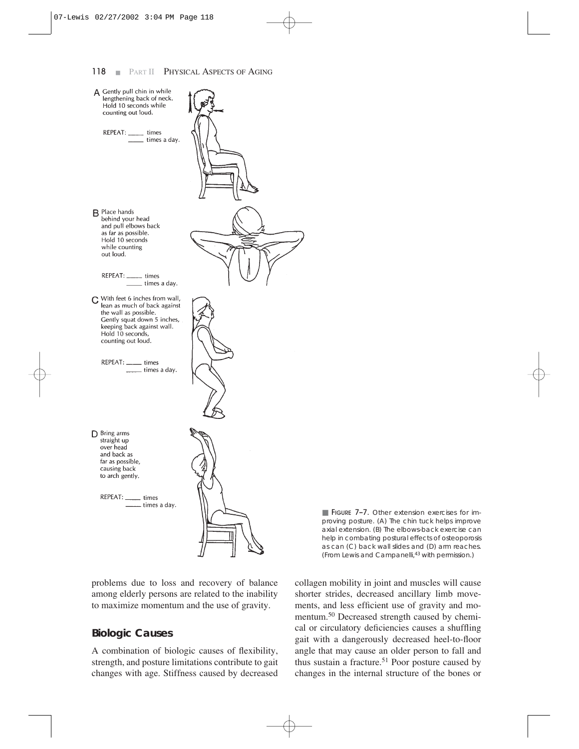A Gently pull chin in while lengthening back of neck. Hold 10 seconds while counting out loud.

REPEAT: _____ times
_____ times a day.

B Place hands behind your head and pull elbows back as far as possible. Hold 10 seconds while counting out loud.

REPEAT: _____ times
_____ times a day.

C With feet 6 inches from wall, lean as much of back against the wall as possible. Gently squat down 5 inches, keeping back against wall. Hold 10 seconds, counting out loud.

REPEAT: _____ times
_____ times a day.

D Bring arms straight up over head and back as far as possible, causing back to arch gently.

REPEAT: _____ times
_____ times a day.

■ FIGURE 7–7. Other extension exercises for improving posture. (A) The chin tuck helps improve axial extension. (B) The elbows-back exercise can help in combating postural effects of osteoporosis as can (C) back wall slides and (D) arm reaches. (From Lewis and Campanelli,[43] with permission.)

problems due to loss and recovery of balance among elderly persons are related to the inability to maximize momentum and the use of gravity.

## Biologic Causes

A combination of biologic causes of flexibility, strength, and posture limitations contribute to gait changes with age. Stiffness caused by decreased collagen mobility in joint and muscles will cause shorter strides, decreased ancillary limb movements, and less efficient use of gravity and momentum.[50] Decreased strength caused by chemical or circulatory deficiencies causes a shuffling gait with a dangerously decreased heel-to-floor angle that may cause an older person to fall and thus sustain a fracture.[51] Poor posture caused by changes in the internal structure of the bones or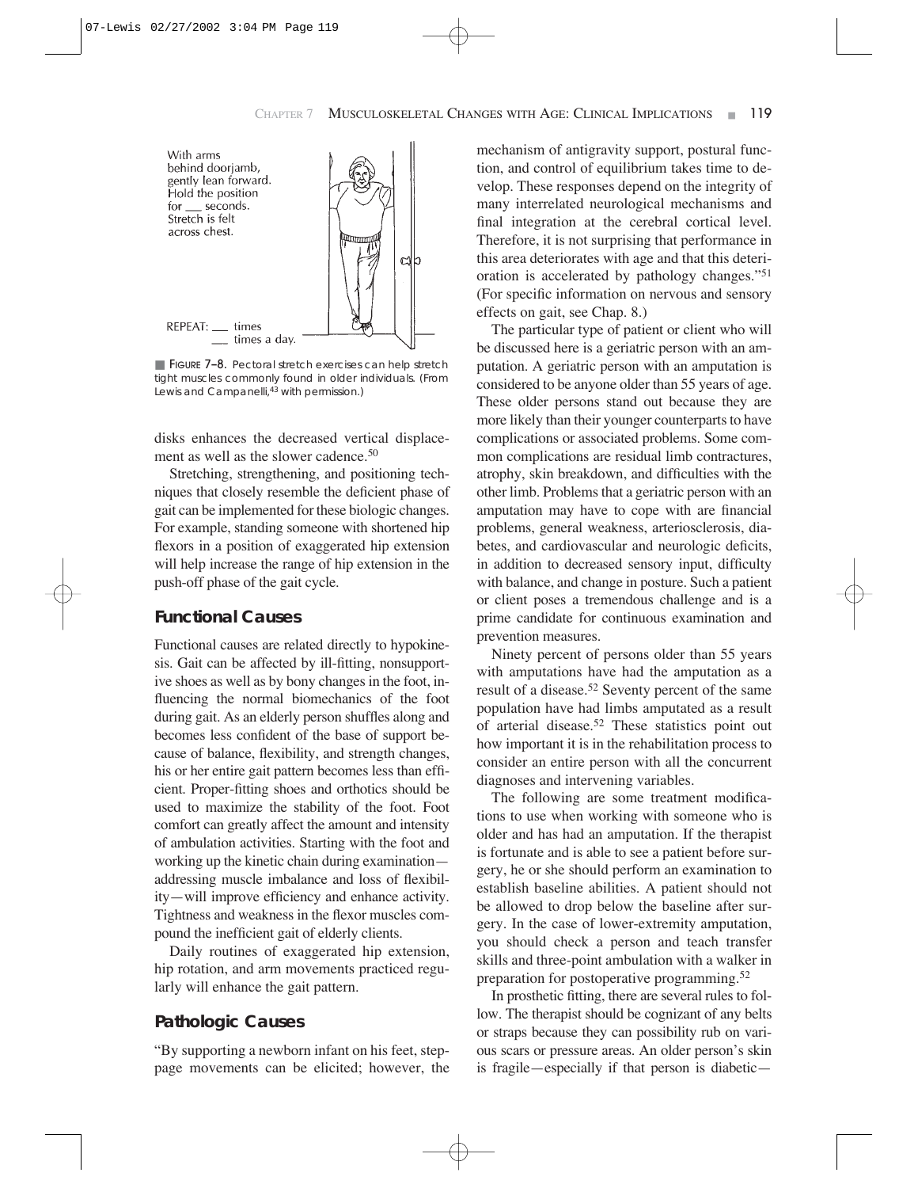With arms behind doorjamb, gently lean forward. Hold the position for ___ seconds. Stretch is felt across chest.

REPEAT: ___ times
___ times a day.

■ FIGURE 7–8. Pectoral stretch exercises can help stretch tight muscles commonly found in older individuals. (From Lewis and Campanelli,[43] with permission.)

disks enhances the decreased vertical displacement as well as the slower cadence.[50]

Stretching, strengthening, and positioning techniques that closely resemble the deficient phase of gait can be implemented for these biologic changes. For example, standing someone with shortened hip flexors in a position of exaggerated hip extension will help increase the range of hip extension in the push-off phase of the gait cycle.

### Functional Causes

Functional causes are related directly to hypokinesis. Gait can be affected by ill-fitting, nonsupportive shoes as well as by bony changes in the foot, influencing the normal biomechanics of the foot during gait. As an elderly person shuffles along and becomes less confident of the base of support because of balance, flexibility, and strength changes, his or her entire gait pattern becomes less than efficient. Proper-fitting shoes and orthotics should be used to maximize the stability of the foot. Foot comfort can greatly affect the amount and intensity of ambulation activities. Starting with the foot and working up the kinetic chain during examination—addressing muscle imbalance and loss of flexibility—will improve efficiency and enhance activity. Tightness and weakness in the flexor muscles compound the inefficient gait of elderly clients.

Daily routines of exaggerated hip extension, hip rotation, and arm movements practiced regularly will enhance the gait pattern.

### Pathologic Causes

"By supporting a newborn infant on his feet, steppage movements can be elicited; however, the mechanism of antigravity support, postural function, and control of equilibrium takes time to develop. These responses depend on the integrity of many interrelated neurological mechanisms and final integration at the cerebral cortical level. Therefore, it is not surprising that performance in this area deteriorates with age and that this deterioration is accelerated by pathology changes."[51] (For specific information on nervous and sensory effects on gait, see Chap. 8.)

The particular type of patient or client who will be discussed here is a geriatric person with an amputation. A geriatric person with an amputation is considered to be anyone older than 55 years of age. These older persons stand out because they are more likely than their younger counterparts to have complications or associated problems. Some common complications are residual limb contractures, atrophy, skin breakdown, and difficulties with the other limb. Problems that a geriatric person with an amputation may have to cope with are financial problems, general weakness, arteriosclerosis, diabetes, and cardiovascular and neurologic deficits, in addition to decreased sensory input, difficulty with balance, and change in posture. Such a patient or client poses a tremendous challenge and is a prime candidate for continuous examination and prevention measures.

Ninety percent of persons older than 55 years with amputations have had the amputation as a result of a disease.[52] Seventy percent of the same population have had limbs amputated as a result of arterial disease.[52] These statistics point out how important it is in the rehabilitation process to consider an entire person with all the concurrent diagnoses and intervening variables.

The following are some treatment modifications to use when working with someone who is older and has had an amputation. If the therapist is fortunate and is able to see a patient before surgery, he or she should perform an examination to establish baseline abilities. A patient should not be allowed to drop below the baseline after surgery. In the case of lower-extremity amputation, you should check a person and teach transfer skills and three-point ambulation with a walker in preparation for postoperative programming.[52]

In prosthetic fitting, there are several rules to follow. The therapist should be cognizant of any belts or straps because they can possibility rub on various scars or pressure areas. An older person's skin is fragile—especially if that person is diabetic—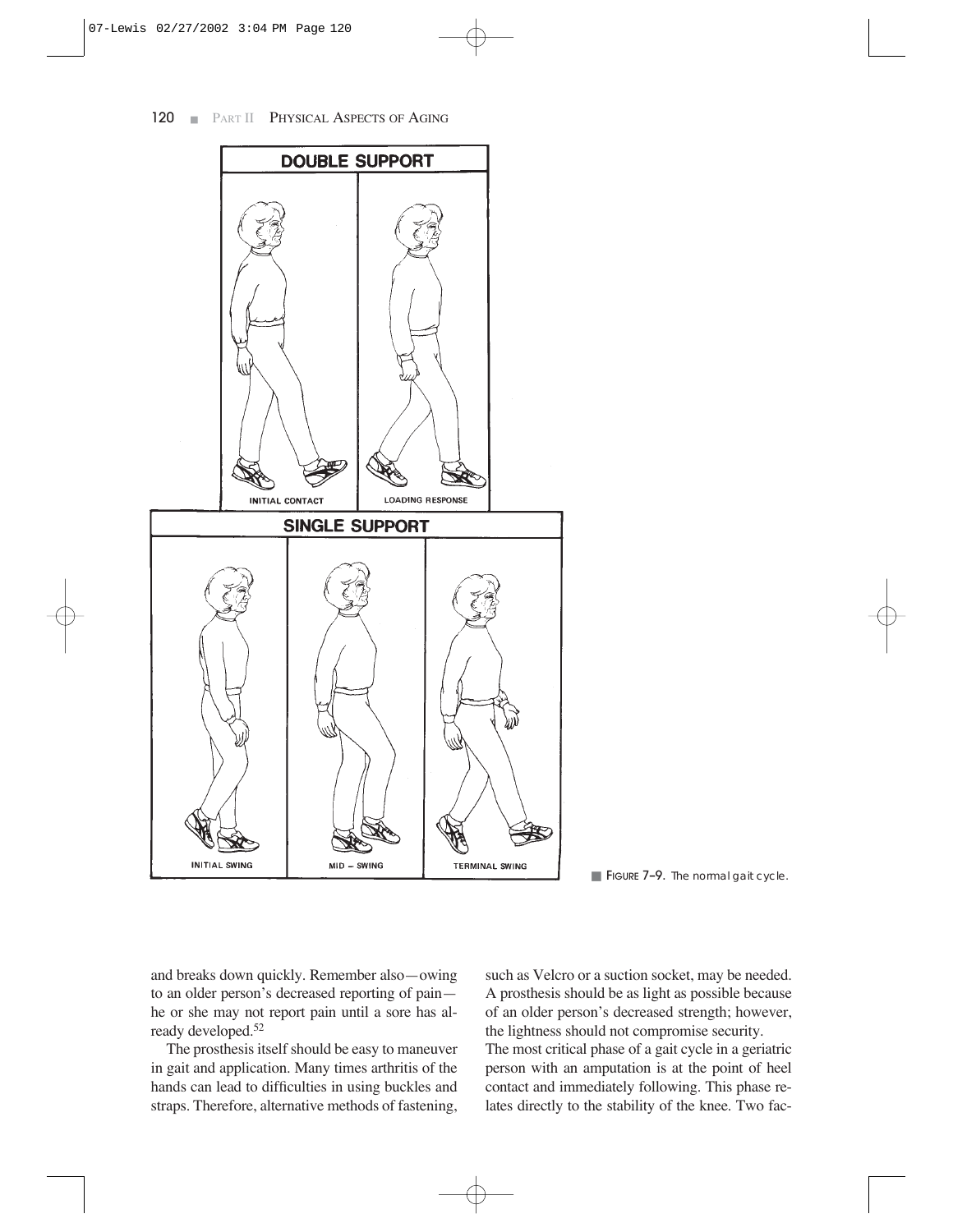FIGURE 7–9. The normal gait cycle.

and breaks down quickly. Remember also—owing to an older person's decreased reporting of pain—he or she may not report pain until a sore has already developed.[52]

The prosthesis itself should be easy to maneuver in gait and application. Many times arthritis of the hands can lead to difficulties in using buckles and straps. Therefore, alternative methods of fastening, such as Velcro or a suction socket, may be needed. A prosthesis should be as light as possible because of an older person's decreased strength; however, the lightness should not compromise security.

The most critical phase of a gait cycle in a geriatric person with an amputation is at the point of heel contact and immediately following. This phase relates directly to the stability of the knee. Two fac-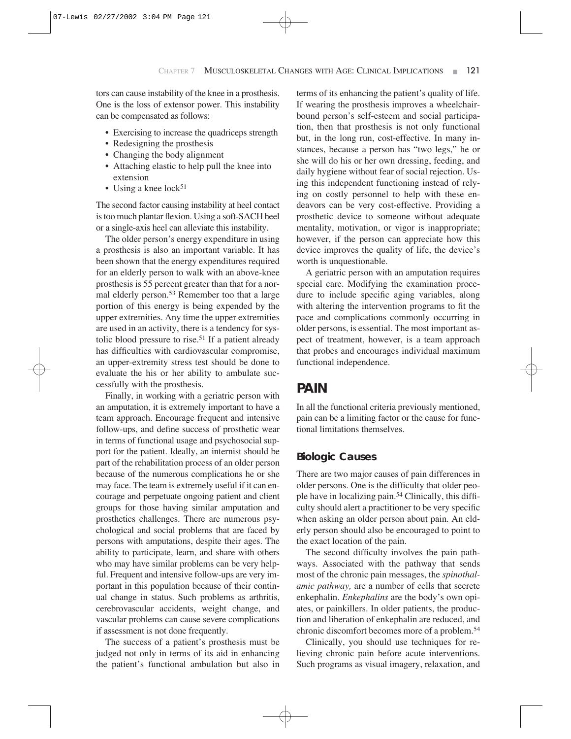tors can cause instability of the knee in a prosthesis. One is the loss of extensor power. This instability can be compensated as follows:

- Exercising to increase the quadriceps strength
- Redesigning the prosthesis
- Changing the body alignment
- Attaching elastic to help pull the knee into extension
- Using a knee lock[51]

The second factor causing instability at heel contact is too much plantar flexion. Using a soft-SACH heel or a single-axis heel can alleviate this instability.

The older person's energy expenditure in using a prosthesis is also an important variable. It has been shown that the energy expenditures required for an elderly person to walk with an above-knee prosthesis is 55 percent greater than that for a normal elderly person.[53] Remember too that a large portion of this energy is being expended by the upper extremities. Any time the upper extremities are used in an activity, there is a tendency for systolic blood pressure to rise.[51] If a patient already has difficulties with cardiovascular compromise, an upper-extremity stress test should be done to evaluate the his or her ability to ambulate successfully with the prosthesis.

Finally, in working with a geriatric person with an amputation, it is extremely important to have a team approach. Encourage frequent and intensive follow-ups, and define success of prosthetic wear in terms of functional usage and psychosocial support for the patient. Ideally, an internist should be part of the rehabilitation process of an older person because of the numerous complications he or she may face. The team is extremely useful if it can encourage and perpetuate ongoing patient and client groups for those having similar amputation and prosthetics challenges. There are numerous psychological and social problems that are faced by persons with amputations, despite their ages. The ability to participate, learn, and share with others who may have similar problems can be very helpful. Frequent and intensive follow-ups are very important in this population because of their continual change in status. Such problems as arthritis, cerebrovascular accidents, weight change, and vascular problems can cause severe complications if assessment is not done frequently.

The success of a patient's prosthesis must be judged not only in terms of its aid in enhancing the patient's functional ambulation but also in terms of its enhancing the patient's quality of life. If wearing the prosthesis improves a wheelchair-bound person's self-esteem and social participation, then that prosthesis is not only functional but, in the long run, cost-effective. In many instances, because a person has "two legs," he or she will do his or her own dressing, feeding, and daily hygiene without fear of social rejection. Using this independent functioning instead of relying on costly personnel to help with these endeavors can be very cost-effective. Providing a prosthetic device to someone without adequate mentality, motivation, or vigor is inappropriate; however, if the person can appreciate how this device improves the quality of life, the device's worth is unquestionable.

A geriatric person with an amputation requires special care. Modifying the examination procedure to include specific aging variables, along with altering the intervention programs to fit the pace and complications commonly occurring in older persons, is essential. The most important aspect of treatment, however, is a team approach that probes and encourages individual maximum functional independence.

## PAIN

In all the functional criteria previously mentioned, pain can be a limiting factor or the cause for functional limitations themselves.

### Biologic Causes

There are two major causes of pain differences in older persons. One is the difficulty that older people have in localizing pain.[54] Clinically, this difficulty should alert a practitioner to be very specific when asking an older person about pain. An elderly person should also be encouraged to point to the exact location of the pain.

The second difficulty involves the pain pathways. Associated with the pathway that sends most of the chronic pain messages, the *spinothalamic pathway,* are a number of cells that secrete enkephalin. *Enkephalins* are the body's own opiates, or painkillers. In older patients, the production and liberation of enkephalin are reduced, and chronic discomfort becomes more of a problem.[54]

Clinically, you should use techniques for relieving chronic pain before acute interventions. Such programs as visual imagery, relaxation, and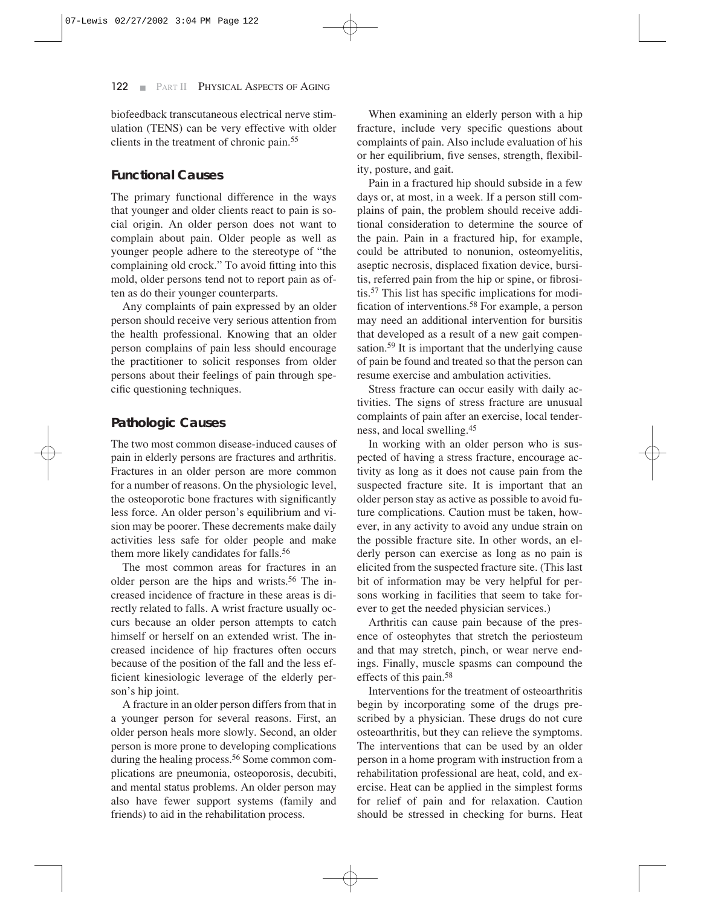biofeedback transcutaneous electrical nerve stimulation (TENS) can be very effective with older clients in the treatment of chronic pain.[55]

### Functional Causes

The primary functional difference in the ways that younger and older clients react to pain is social origin. An older person does not want to complain about pain. Older people as well as younger people adhere to the stereotype of "the complaining old crock." To avoid fitting into this mold, older persons tend not to report pain as often as do their younger counterparts.

Any complaints of pain expressed by an older person should receive very serious attention from the health professional. Knowing that an older person complains of pain less should encourage the practitioner to solicit responses from older persons about their feelings of pain through specific questioning techniques.

### Pathologic Causes

The two most common disease-induced causes of pain in elderly persons are fractures and arthritis. Fractures in an older person are more common for a number of reasons. On the physiologic level, the osteoporotic bone fractures with significantly less force. An older person's equilibrium and vision may be poorer. These decrements make daily activities less safe for older people and make them more likely candidates for falls.[56]

The most common areas for fractures in an older person are the hips and wrists.[56] The increased incidence of fracture in these areas is directly related to falls. A wrist fracture usually occurs because an older person attempts to catch himself or herself on an extended wrist. The increased incidence of hip fractures often occurs because of the position of the fall and the less efficient kinesiologic leverage of the elderly person's hip joint.

A fracture in an older person differs from that in a younger person for several reasons. First, an older person heals more slowly. Second, an older person is more prone to developing complications during the healing process.[56] Some common complications are pneumonia, osteoporosis, decubiti, and mental status problems. An older person may also have fewer support systems (family and friends) to aid in the rehabilitation process.

When examining an elderly person with a hip fracture, include very specific questions about complaints of pain. Also include evaluation of his or her equilibrium, five senses, strength, flexibility, posture, and gait.

Pain in a fractured hip should subside in a few days or, at most, in a week. If a person still complains of pain, the problem should receive additional consideration to determine the source of the pain. Pain in a fractured hip, for example, could be attributed to nonunion, osteomyelitis, aseptic necrosis, displaced fixation device, bursitis, referred pain from the hip or spine, or fibrositis.[57] This list has specific implications for modification of interventions.[58] For example, a person may need an additional intervention for bursitis that developed as a result of a new gait compensation.[59] It is important that the underlying cause of pain be found and treated so that the person can resume exercise and ambulation activities.

Stress fracture can occur easily with daily activities. The signs of stress fracture are unusual complaints of pain after an exercise, local tenderness, and local swelling.[45]

In working with an older person who is suspected of having a stress fracture, encourage activity as long as it does not cause pain from the suspected fracture site. It is important that an older person stay as active as possible to avoid future complications. Caution must be taken, however, in any activity to avoid any undue strain on the possible fracture site. In other words, an elderly person can exercise as long as no pain is elicited from the suspected fracture site. (This last bit of information may be very helpful for persons working in facilities that seem to take forever to get the needed physician services.)

Arthritis can cause pain because of the presence of osteophytes that stretch the periosteum and that may stretch, pinch, or wear nerve endings. Finally, muscle spasms can compound the effects of this pain.[58]

Interventions for the treatment of osteoarthritis begin by incorporating some of the drugs prescribed by a physician. These drugs do not cure osteoarthritis, but they can relieve the symptoms. The interventions that can be used by an older person in a home program with instruction from a rehabilitation professional are heat, cold, and exercise. Heat can be applied in the simplest forms for relief of pain and for relaxation. Caution should be stressed in checking for burns. Heat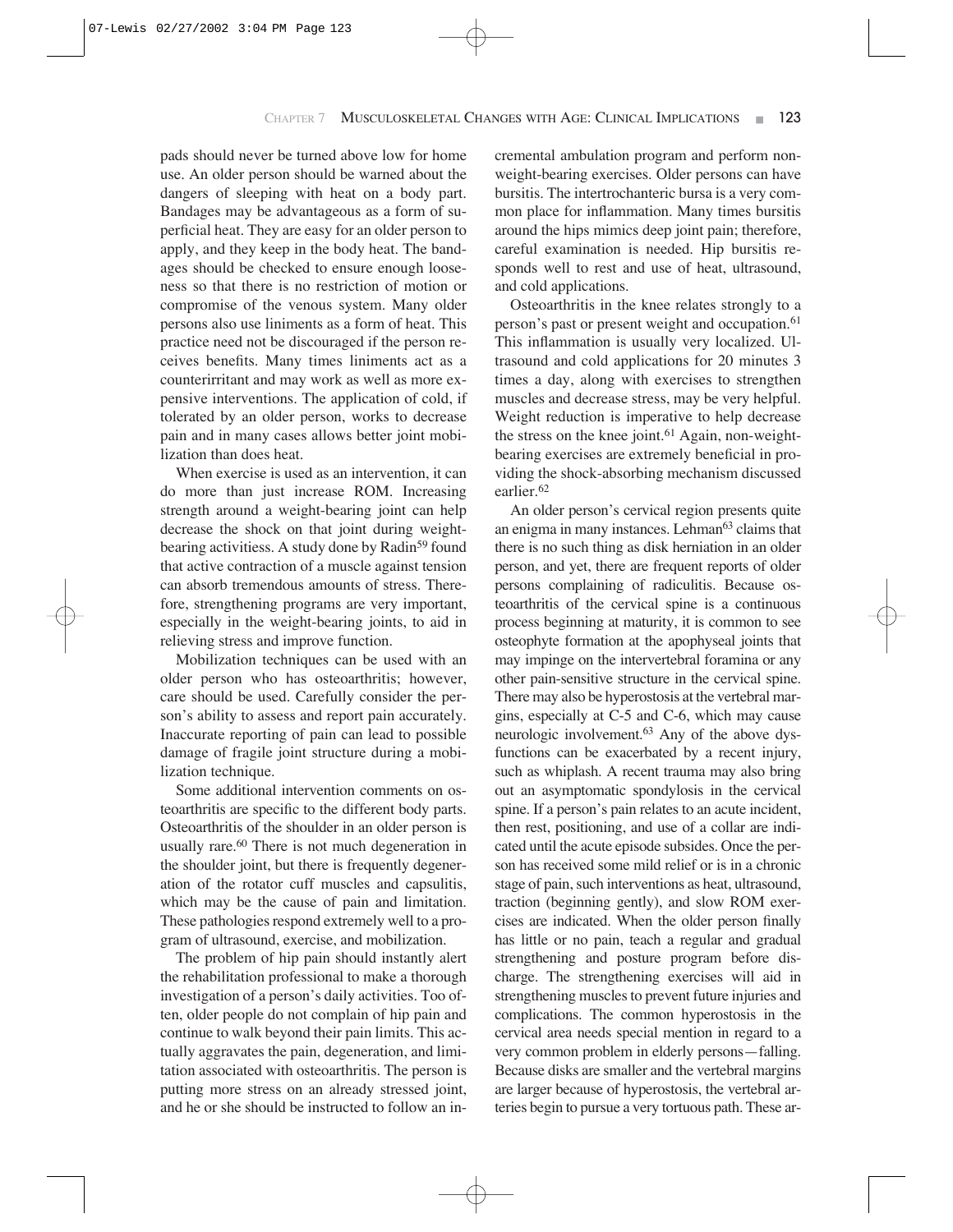pads should never be turned above low for home use. An older person should be warned about the dangers of sleeping with heat on a body part. Bandages may be advantageous as a form of superficial heat. They are easy for an older person to apply, and they keep in the body heat. The bandages should be checked to ensure enough looseness so that there is no restriction of motion or compromise of the venous system. Many older persons also use liniments as a form of heat. This practice need not be discouraged if the person receives benefits. Many times liniments act as a counterirritant and may work as well as more expensive interventions. The application of cold, if tolerated by an older person, works to decrease pain and in many cases allows better joint mobilization than does heat.

When exercise is used as an intervention, it can do more than just increase ROM. Increasing strength around a weight-bearing joint can help decrease the shock on that joint during weight-bearing activitiess. A study done by Radin[59] found that active contraction of a muscle against tension can absorb tremendous amounts of stress. Therefore, strengthening programs are very important, especially in the weight-bearing joints, to aid in relieving stress and improve function.

Mobilization techniques can be used with an older person who has osteoarthritis; however, care should be used. Carefully consider the person's ability to assess and report pain accurately. Inaccurate reporting of pain can lead to possible damage of fragile joint structure during a mobilization technique.

Some additional intervention comments on osteoarthritis are specific to the different body parts. Osteoarthritis of the shoulder in an older person is usually rare.[60] There is not much degeneration in the shoulder joint, but there is frequently degeneration of the rotator cuff muscles and capsulitis, which may be the cause of pain and limitation. These pathologies respond extremely well to a program of ultrasound, exercise, and mobilization.

The problem of hip pain should instantly alert the rehabilitation professional to make a thorough investigation of a person's daily activities. Too often, older people do not complain of hip pain and continue to walk beyond their pain limits. This actually aggravates the pain, degeneration, and limitation associated with osteoarthritis. The person is putting more stress on an already stressed joint, and he or she should be instructed to follow an incremental ambulation program and perform non-weight-bearing exercises. Older persons can have bursitis. The intertrochanteric bursa is a very common place for inflammation. Many times bursitis around the hips mimics deep joint pain; therefore, careful examination is needed. Hip bursitis responds well to rest and use of heat, ultrasound, and cold applications.

Osteoarthritis in the knee relates strongly to a person's past or present weight and occupation.[61] This inflammation is usually very localized. Ultrasound and cold applications for 20 minutes 3 times a day, along with exercises to strengthen muscles and decrease stress, may be very helpful. Weight reduction is imperative to help decrease the stress on the knee joint.[61] Again, non-weight-bearing exercises are extremely beneficial in providing the shock-absorbing mechanism discussed earlier.[62]

An older person's cervical region presents quite an enigma in many instances. Lehman[63] claims that there is no such thing as disk herniation in an older person, and yet, there are frequent reports of older persons complaining of radiculitis. Because osteoarthritis of the cervical spine is a continuous process beginning at maturity, it is common to see osteophyte formation at the apophyseal joints that may impinge on the intervertebral foramina or any other pain-sensitive structure in the cervical spine. There may also be hyperostosis at the vertebral margins, especially at C-5 and C-6, which may cause neurologic involvement.[63] Any of the above dysfunctions can be exacerbated by a recent injury, such as whiplash. A recent trauma may also bring out an asymptomatic spondylosis in the cervical spine. If a person's pain relates to an acute incident, then rest, positioning, and use of a collar are indicated until the acute episode subsides. Once the person has received some mild relief or is in a chronic stage of pain, such interventions as heat, ultrasound, traction (beginning gently), and slow ROM exercises are indicated. When the older person finally has little or no pain, teach a regular and gradual strengthening and posture program before discharge. The strengthening exercises will aid in strengthening muscles to prevent future injuries and complications. The common hyperostosis in the cervical area needs special mention in regard to a very common problem in elderly persons—falling. Because disks are smaller and the vertebral margins are larger because of hyperostosis, the vertebral arteries begin to pursue a very tortuous path. These ar-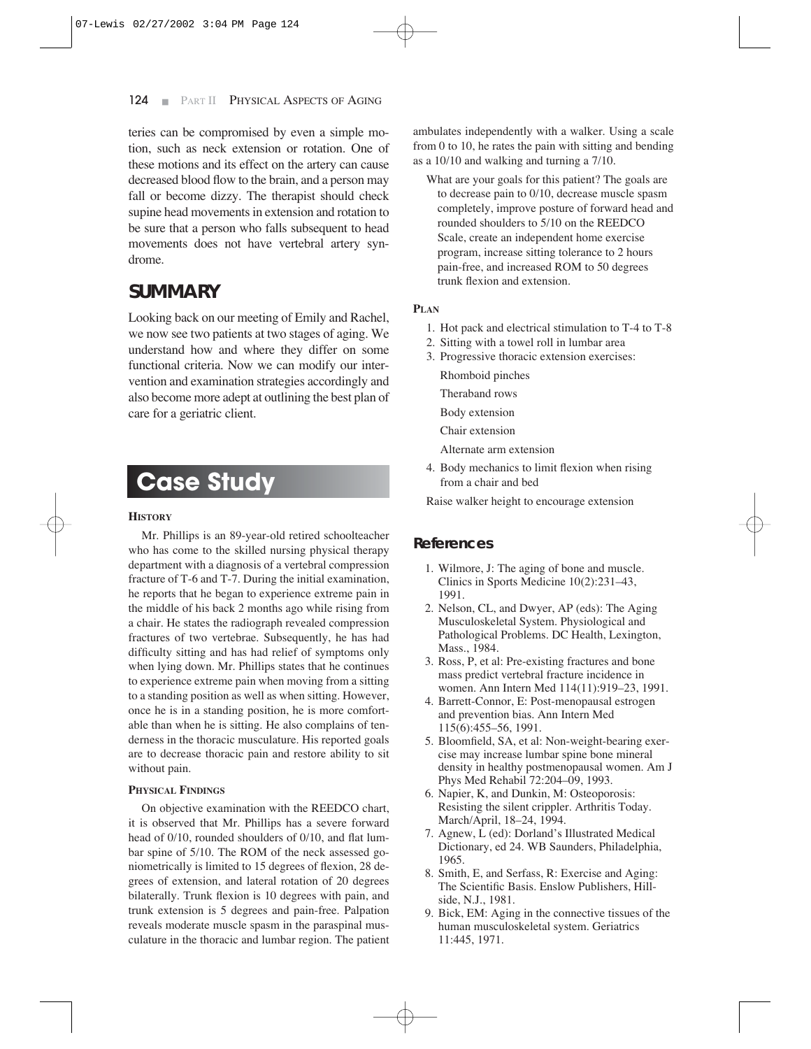teries can be compromised by even a simple motion, such as neck extension or rotation. One of these motions and its effect on the artery can cause decreased blood flow to the brain, and a person may fall or become dizzy. The therapist should check supine head movements in extension and rotation to be sure that a person who falls subsequent to head movements does not have vertebral artery syndrome.

## SUMMARY

Looking back on our meeting of Emily and Rachel, we now see two patients at two stages of aging. We understand how and where they differ on some functional criteria. Now we can modify our intervention and examination strategies accordingly and also become more adept at outlining the best plan of care for a geriatric client.

## Case Study

### HISTORY

Mr. Phillips is an 89-year-old retired schoolteacher who has come to the skilled nursing physical therapy department with a diagnosis of a vertebral compression fracture of T-6 and T-7. During the initial examination, he reports that he began to experience extreme pain in the middle of his back 2 months ago while rising from a chair. He states the radiograph revealed compression fractures of two vertebrae. Subsequently, he has had difficulty sitting and has had relief of symptoms only when lying down. Mr. Phillips states that he continues to experience extreme pain when moving from a sitting to a standing position as well as when sitting. However, once he is in a standing position, he is more comfortable than when he is sitting. He also complains of tenderness in the thoracic musculature. His reported goals are to decrease thoracic pain and restore ability to sit without pain.

### PHYSICAL FINDINGS

On objective examination with the REEDCO chart, it is observed that Mr. Phillips has a severe forward head of 0/10, rounded shoulders of 0/10, and flat lumbar spine of 5/10. The ROM of the neck assessed goniometrically is limited to 15 degrees of flexion, 28 degrees of extension, and lateral rotation of 20 degrees bilaterally. Trunk flexion is 10 degrees with pain, and trunk extension is 5 degrees and pain-free. Palpation reveals moderate muscle spasm in the paraspinal musculature in the thoracic and lumbar region. The patient ambulates independently with a walker. Using a scale from 0 to 10, he rates the pain with sitting and bending as a 10/10 and walking and turning a 7/10.

What are your goals for this patient? The goals are to decrease pain to 0/10, decrease muscle spasm completely, improve posture of forward head and rounded shoulders to 5/10 on the REEDCO Scale, create an independent home exercise program, increase sitting tolerance to 2 hours pain-free, and increased ROM to 50 degrees trunk flexion and extension.

### PLAN

1. Hot pack and electrical stimulation to T-4 to T-8
2. Sitting with a towel roll in lumbar area
3. Progressive thoracic extension exercises:

   Rhomboid pinches

   Theraband rows

   Body extension

   Chair extension

   Alternate arm extension
4. Body mechanics to limit flexion when rising from a chair and bed

Raise walker height to encourage extension

## References

1. Wilmore, J: The aging of bone and muscle. Clinics in Sports Medicine 10(2):231–43, 1991.
2. Nelson, CL, and Dwyer, AP (eds): The Aging Musculoskeletal System. Physiological and Pathological Problems. DC Health, Lexington, Mass., 1984.
3. Ross, P, et al: Pre-existing fractures and bone mass predict vertebral fracture incidence in women. Ann Intern Med 114(11):919–23, 1991.
4. Barrett-Connor, E: Post-menopausal estrogen and prevention bias. Ann Intern Med 115(6):455–56, 1991.
5. Bloomfield, SA, et al: Non-weight-bearing exercise may increase lumbar spine bone mineral density in healthy postmenopausal women. Am J Phys Med Rehabil 72:204–09, 1993.
6. Napier, K, and Dunkin, M: Osteoporosis: Resisting the silent crippler. Arthritis Today. March/April, 18–24, 1994.
7. Agnew, L (ed): Dorland's Illustrated Medical Dictionary, ed 24. WB Saunders, Philadelphia, 1965.
8. Smith, E, and Serfass, R: Exercise and Aging: The Scientific Basis. Enslow Publishers, Hillside, N.J., 1981.
9. Bick, EM: Aging in the connective tissues of the human musculoskeletal system. Geriatrics 11:445, 1971.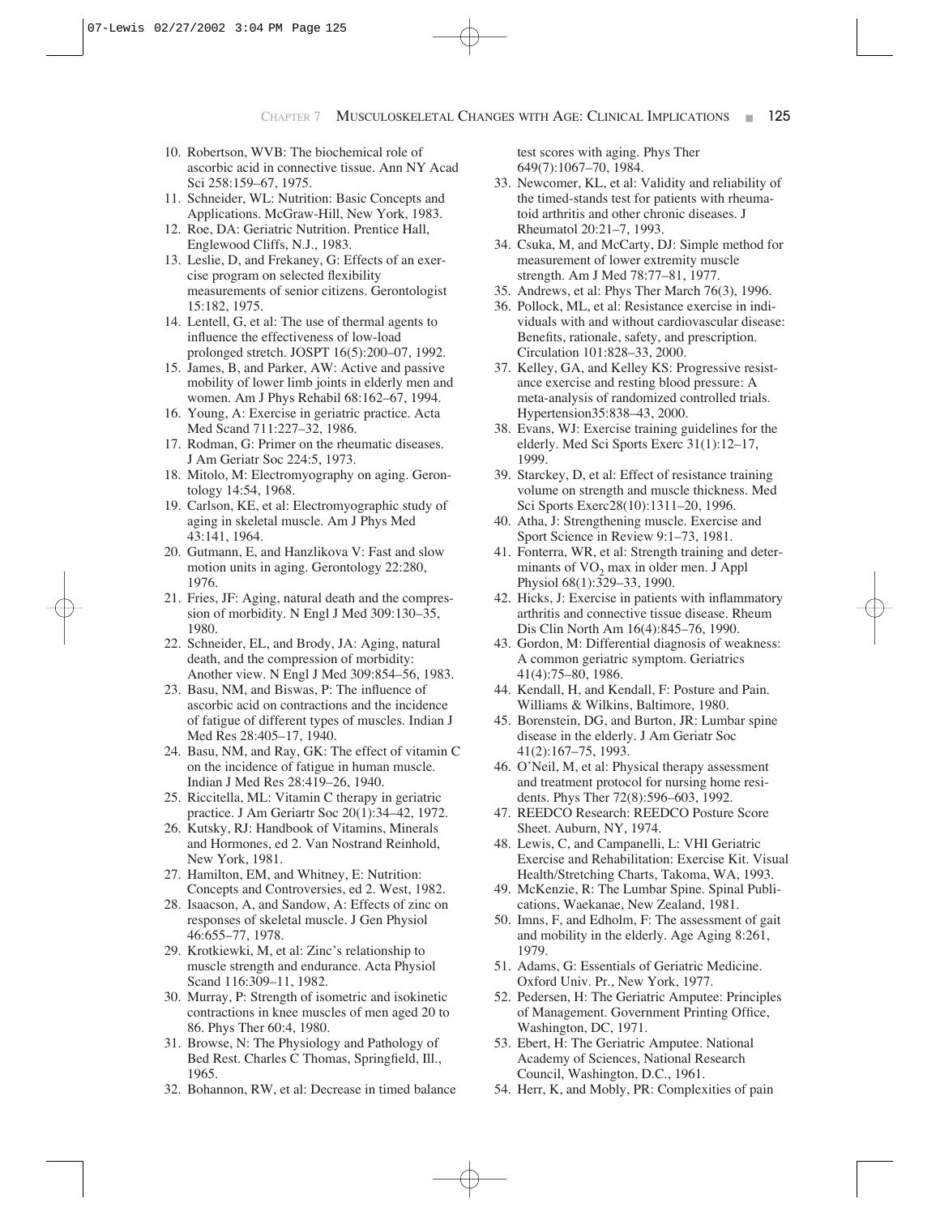10. Robertson, WVB: The biochemical role of ascorbic acid in connective tissue. Ann NY Acad Sci 258:159–67, 1975.
11. Schneider, WL: Nutrition: Basic Concepts and Applications. McGraw-Hill, New York, 1983.
12. Roe, DA: Geriatric Nutrition. Prentice Hall, Englewood Cliffs, N.J., 1983.
13. Leslie, D, and Frekaney, G: Effects of an exercise program on selected flexibility measurements of senior citizens. Gerontologist 15:182, 1975.
14. Lentell, G, et al: The use of thermal agents to influence the effectiveness of low-load prolonged stretch. JOSPT 16(5):200–07, 1992.
15. James, B, and Parker, AW: Active and passive mobility of lower limb joints in elderly men and women. Am J Phys Rehabil 68:162–67, 1994.
16. Young, A: Exercise in geriatric practice. Acta Med Scand 711:227–32, 1986.
17. Rodman, G: Primer on the rheumatic diseases. J Am Geriatr Soc 224:5, 1973.
18. Mitolo, M: Electromyography on aging. Gerontology 14:54, 1968.
19. Carlson, KE, et al: Electromyographic study of aging in skeletal muscle. Am J Phys Med 43:141, 1964.
20. Gutmann, E, and Hanzlikova V: Fast and slow motion units in aging. Gerontology 22:280, 1976.
21. Fries, JF: Aging, natural death and the compression of morbidity. N Engl J Med 309:130–35, 1980.
22. Schneider, EL, and Brody, JA: Aging, natural death, and the compression of morbidity: Another view. N Engl J Med 309:854–56, 1983.
23. Basu, NM, and Biswas, P: The influence of ascorbic acid on contractions and the incidence of fatigue of different types of muscles. Indian J Med Res 28:405–17, 1940.
24. Basu, NM, and Ray, GK: The effect of vitamin C on the incidence of fatigue in human muscle. Indian J Med Res 28:419–26, 1940.
25. Riccitella, ML: Vitamin C therapy in geriatric practice. J Am Geriartr Soc 20(1):34–42, 1972.
26. Kutsky, RJ: Handbook of Vitamins, Minerals and Hormones, ed 2. Van Nostrand Reinhold, New York, 1981.
27. Hamilton, EM, and Whitney, E: Nutrition: Concepts and Controversies, ed 2. West, 1982.
28. Isaacson, A, and Sandow, A: Effects of zinc on responses of skeletal muscle. J Gen Physiol 46:655–77, 1978.
29. Krotkiewki, M, et al: Zinc's relationship to muscle strength and endurance. Acta Physiol Scand 116:309–11, 1982.
30. Murray, P: Strength of isometric and isokinetic contractions in knee muscles of men aged 20 to 86. Phys Ther 60:4, 1980.
31. Browse, N: The Physiology and Pathology of Bed Rest. Charles C Thomas, Springfield, Ill., 1965.
32. Bohannon, RW, et al: Decrease in timed balance test scores with aging. Phys Ther 649(7):1067–70, 1984.
33. Newcomer, KL, et al: Validity and reliability of the timed-stands test for patients with rheumatoid arthritis and other chronic diseases. J Rheumatol 20:21–7, 1993.
34. Csuka, M, and McCarty, DJ: Simple method for measurement of lower extremity muscle strength. Am J Med 78:77–81, 1977.
35. Andrews, et al: Phys Ther March 76(3), 1996.
36. Pollock, ML, et al: Resistance exercise in individuals with and without cardiovascular disease: Benefits, rationale, safety, and prescription. Circulation 101:828–33, 2000.
37. Kelley, GA, and Kelley KS: Progressive resistance exercise and resting blood pressure: A meta-analysis of randomized controlled trials. Hypertension35:838–43, 2000.
38. Evans, WJ: Exercise training guidelines for the elderly. Med Sci Sports Exerc 31(1):12–17, 1999.
39. Starckey, D, et al: Effect of resistance training volume on strength and muscle thickness. Med Sci Sports Exerc28(10):1311–20, 1996.
40. Atha, J: Strengthening muscle. Exercise and Sport Science in Review 9:1–73, 1981.
41. Fonterra, WR, et al: Strength training and determinants of $VO_2$ max in older men. J Appl Physiol 68(1):329–33, 1990.
42. Hicks, J: Exercise in patients with inflammatory arthritis and connective tissue disease. Rheum Dis Clin North Am 16(4):845–76, 1990.
43. Gordon, M: Differential diagnosis of weakness: A common geriatric symptom. Geriatrics 41(4):75–80, 1986.
44. Kendall, H, and Kendall, F: Posture and Pain. Williams & Wilkins, Baltimore, 1980.
45. Borenstein, DG, and Burton, JR: Lumbar spine disease in the elderly. J Am Geriatr Soc 41(2):167–75, 1993.
46. O'Neil, M, et al: Physical therapy assessment and treatment protocol for nursing home residents. Phys Ther 72(8):596–603, 1992.
47. REEDCO Research: REEDCO Posture Score Sheet. Auburn, NY, 1974.
48. Lewis, C, and Campanelli, L: VHI Geriatric Exercise and Rehabilitation: Exercise Kit. Visual Health/Stretching Charts, Takoma, WA, 1993.
49. McKenzie, R: The Lumbar Spine. Spinal Publications, Waekanae, New Zealand, 1981.
50. Imns, F, and Edholm, F: The assessment of gait and mobility in the elderly. Age Aging 8:261, 1979.
51. Adams, G: Essentials of Geriatric Medicine. Oxford Univ. Pr., New York, 1977.
52. Pedersen, H: The Geriatric Amputee: Principles of Management. Government Printing Office, Washington, DC, 1971.
53. Ebert, H: The Geriatric Amputee. National Academy of Sciences, National Research Council, Washington, D.C., 1961.
54. Herr, K, and Mobly, PR: Complexities of pain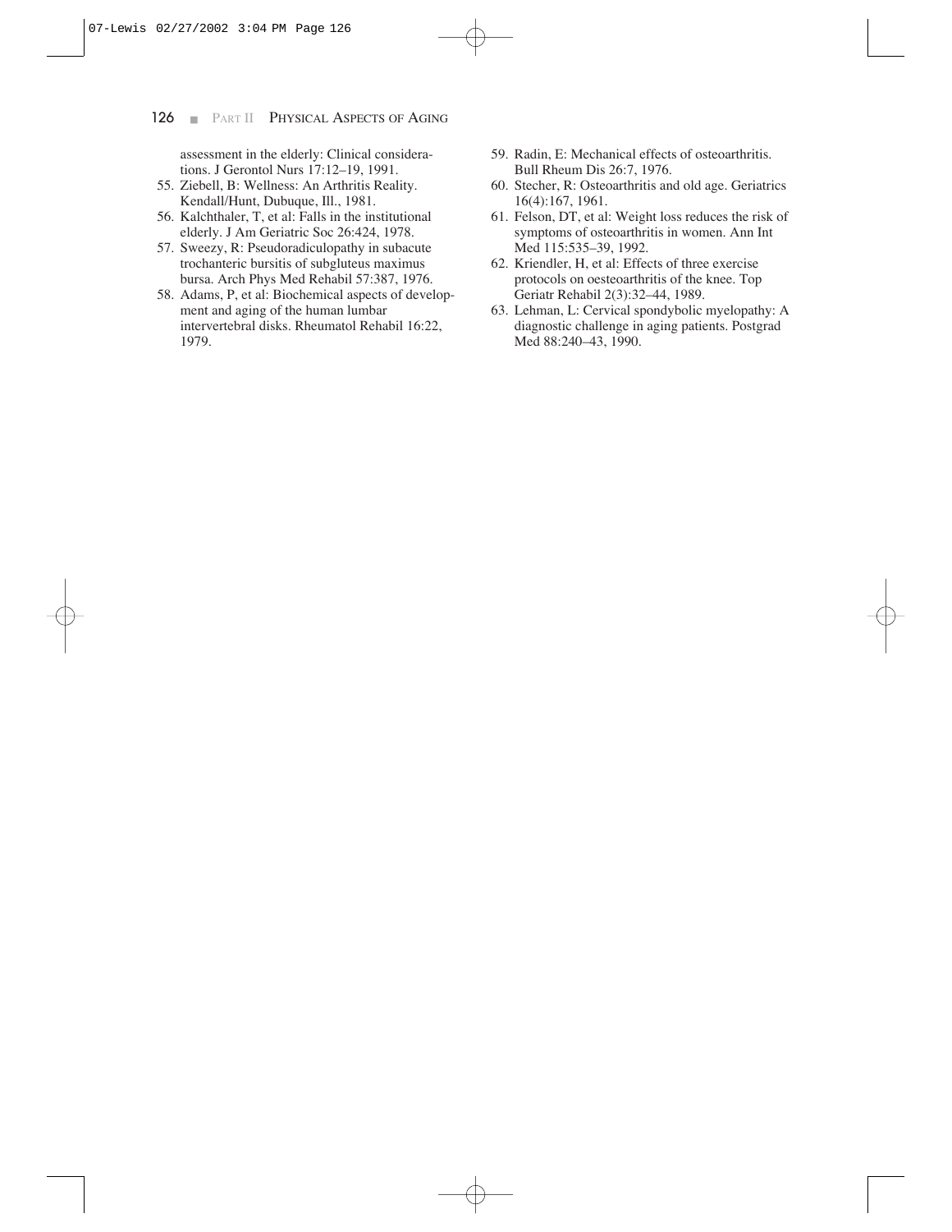assessment in the elderly: Clinical considerations. J Gerontol Nurs 17:12–19, 1991.

55. Ziebell, B: Wellness: An Arthritis Reality. Kendall/Hunt, Dubuque, Ill., 1981.
56. Kalchthaler, T, et al: Falls in the institutional elderly. J Am Geriatric Soc 26:424, 1978.
57. Sweezy, R: Pseudoradiculopathy in subacute trochanteric bursitis of subgluteus maximus bursa. Arch Phys Med Rehabil 57:387, 1976.
58. Adams, P, et al: Biochemical aspects of development and aging of the human lumbar intervertebral disks. Rheumatol Rehabil 16:22, 1979.
59. Radin, E: Mechanical effects of osteoarthritis. Bull Rheum Dis 26:7, 1976.
60. Stecher, R: Osteoarthritis and old age. Geriatrics 16(4):167, 1961.
61. Felson, DT, et al: Weight loss reduces the risk of symptoms of osteoarthritis in women. Ann Int Med 115:535–39, 1992.
62. Kriendler, H, et al: Effects of three exercise protocols on oesteoarthritis of the knee. Top Geriatr Rehabil 2(3):32–44, 1989.
63. Lehman, L: Cervical spondybolic myelopathy: A diagnostic challenge in aging patients. Postgrad Med 88:240–43, 1990.